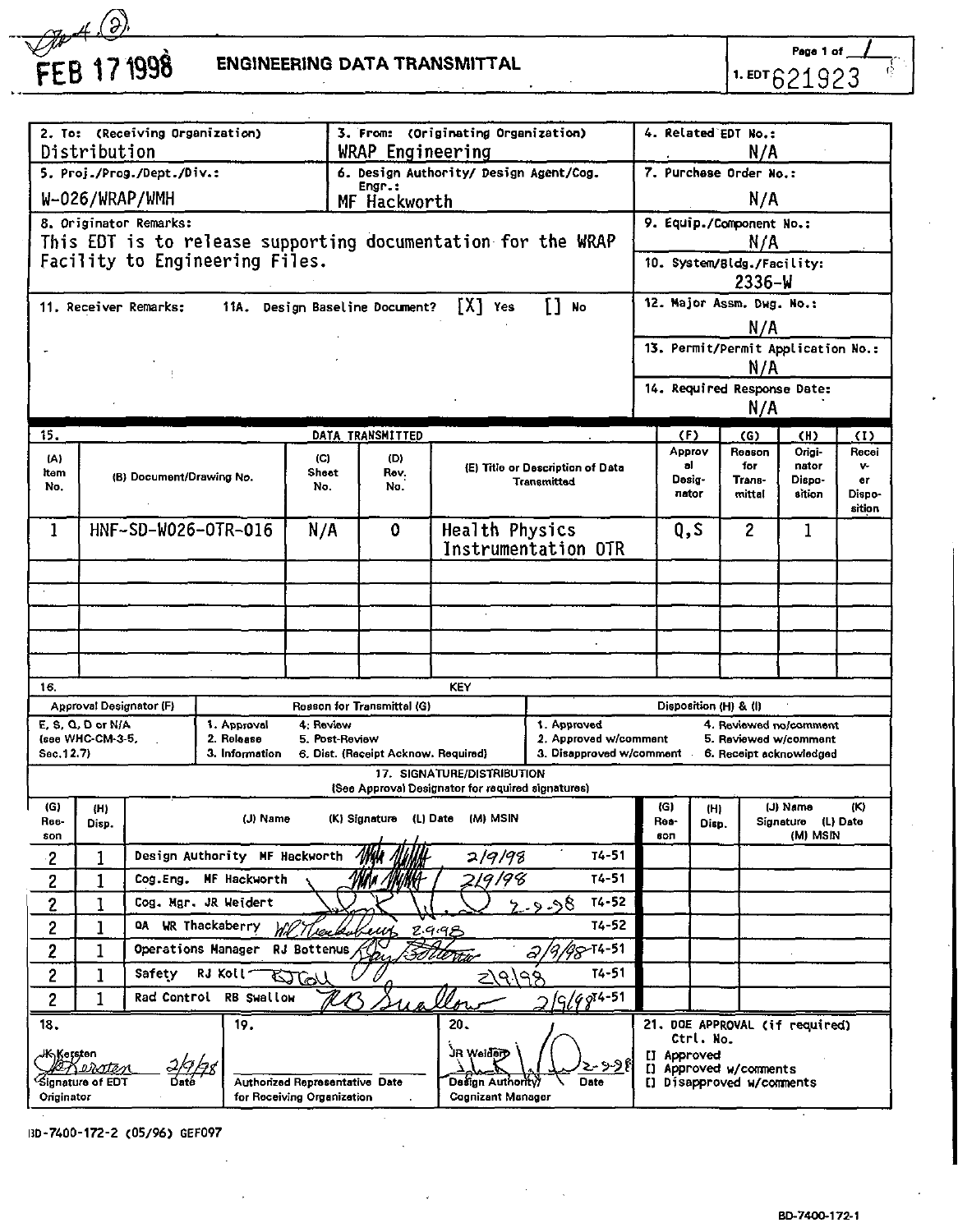FEB 17 1998

# ENGINEERING DATA TRANSMITTAL

Page 1 of 1

1. EDT 621923

| 2. To: (Receiving Organization) | 3. From: (Originating Organization) | 4. Related EDT No.: |
|---|---|---|
| Distribution | WRAP Engineering | N/A |
| 5. Proj./Prog./Dept./Div.: W-026/WRAP/WMH | 6. Design Authority/ Design Agent/Cog. Engr.: MF Hackworth | 7. Purchase Order No.: N/A |
| 8. Originator Remarks: This EDT is to release supporting documentation for the WRAP Facility to Engineering Files. | | 9. Equip./Component No.: N/A |
| | | 10. System/Bldg./Facility: 2336-W |
| 11. Receiver Remarks: 11A. Design Baseline Document? [X] Yes [] No | | 12. Major Assm. Dwg. No.: N/A |
| | | 13. Permit/Permit Application No.: N/A |
| | | 14. Required Response Date: N/A |

15. DATA TRANSMITTED

| (A) Item No. | (B) Document/Drawing No. | (C) Sheet No. | (D) Rev. No. | (E) Title or Description of Data Transmitted | (F) Approval Designator | (G) Reason for Transmittal | (H) Originator Disposition | (I) Receiver Disposition |
|---|---|---|---|---|---|---|---|---|
| 1 | HNF-SD-W026-OTR-016 | N/A | 0 | Health Physics Instrumentation OTR | Q,S | 2 | 1 | |

16. KEY

| Approval Designator (F) | Reason for Transmittal (G) | Disposition (H) & (I) |
|---|---|---|
| E, S, Q, D or N/A (see WHC-CM-3-5, Sec.12.7) | 1. Approval 2. Release 3. Information 4. Review 5. Post-Review 6. Dist. (Receipt Acknow. Required) | 1. Approved 2. Approved w/comment 3. Disapproved w/comment 4. Reviewed no/comment 5. Reviewed w/comment 6. Receipt acknowledged |

17. SIGNATURE/DISTRIBUTION
(See Approval Designator for required signatures)

| (G) Reason | (H) Disp. | (J) Name | (K) Signature | (L) Date | (M) MSIN |
|---|---|---|---|---|---|
| 2 | 1 | Design Authority MF Hackworth | *[signature]* | 2/9/98 | T4-51 |
| 2 | 1 | Cog.Eng. MF Hackworth | *[signature]* | 2/9/98 | T4-51 |
| 2 | 1 | Cog. Mgr. JR Weidert | *[signature]* | 2-9-98 | T4-52 |
| 2 | 1 | QA WR Thackaberry | *[signature]* | 2.9.98 | T4-52 |
| 2 | 1 | Operations Manager RJ Bottenus | *[signature]* | 2/9/98 | T4-51 |
| 2 | 1 | Safety RJ Koll | *[signature]* | 2/9/98 | T4-51 |
| 2 | 1 | Rad Control RB Swallow | *[signature]* | 2/9/98 | T4-51 |

| 18. | 19. | 20. | 21. DOE APPROVAL (if required) |
|---|---|---|---|
| JK Kersten *[signature]* 2/9/98 Signature of EDT Originator Date | Authorized Representative Date for Receiving Organization | JR Weidert *[signature]* 2-9-98 Design Authority/ Cognizant Manager Date | Ctrl. No. [] Approved [] Approved w/comments [] Disapproved w/comments |

BD-7400-172-2 (05/96) GEF097

BD-7400-172-1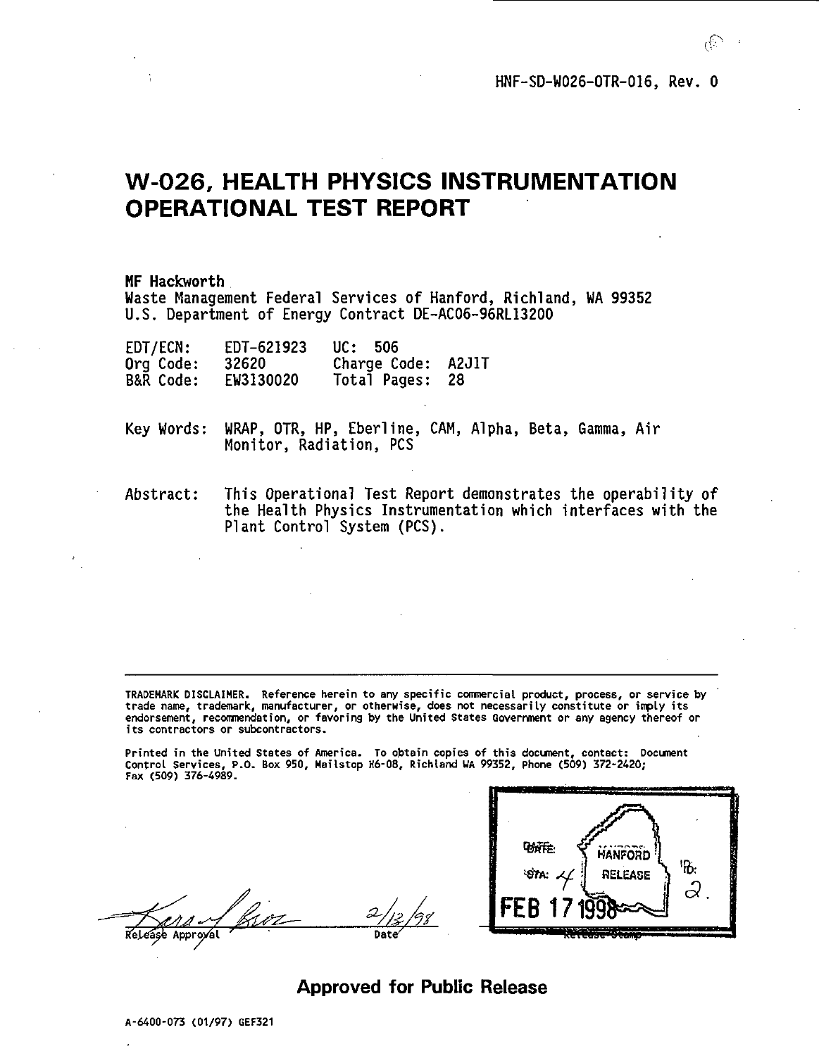HNF-SD-W026-OTR-016, Rev. 0

# W-026, HEALTH PHYSICS INSTRUMENTATION OPERATIONAL TEST REPORT

**MF Hackworth**
Waste Management Federal Services of Hanford, Richland, WA 99352
U.S. Department of Energy Contract DE-AC06-96RL13200

| | | | |
|---|---|---|---|
| EDT/ECN: | EDT-621923 | UC: | 506 |
| Org Code: | 32620 | Charge Code: | A2J1T |
| B&R Code: | EW3130020 | Total Pages: | 28 |

Key Words: WRAP, OTR, HP, Eberline, CAM, Alpha, Beta, Gamma, Air Monitor, Radiation, PCS

Abstract: This Operational Test Report demonstrates the operability of the Health Physics Instrumentation which interfaces with the Plant Control System (PCS).

TRADEMARK DISCLAIMER. Reference herein to any specific commercial product, process, or service by trade name, trademark, manufacturer, or otherwise, does not necessarily constitute or imply its endorsement, recommendation, or favoring by the United States Government or any agency thereof or its contractors or subcontractors.

Printed in the United States of America. To obtain copies of this document, contact: Document Control Services, P.O. Box 950, Mailstop H6-08, Richland WA 99352, Phone (509) 372-2420; Fax (509) 376-4989.

Release Approval 2/13/98
Date

DATE: FEB 17 1998
STA: 4
HANFORD RELEASE
ID: 2.

**Approved for Public Release**

A-6400-073 (01/97) GEF321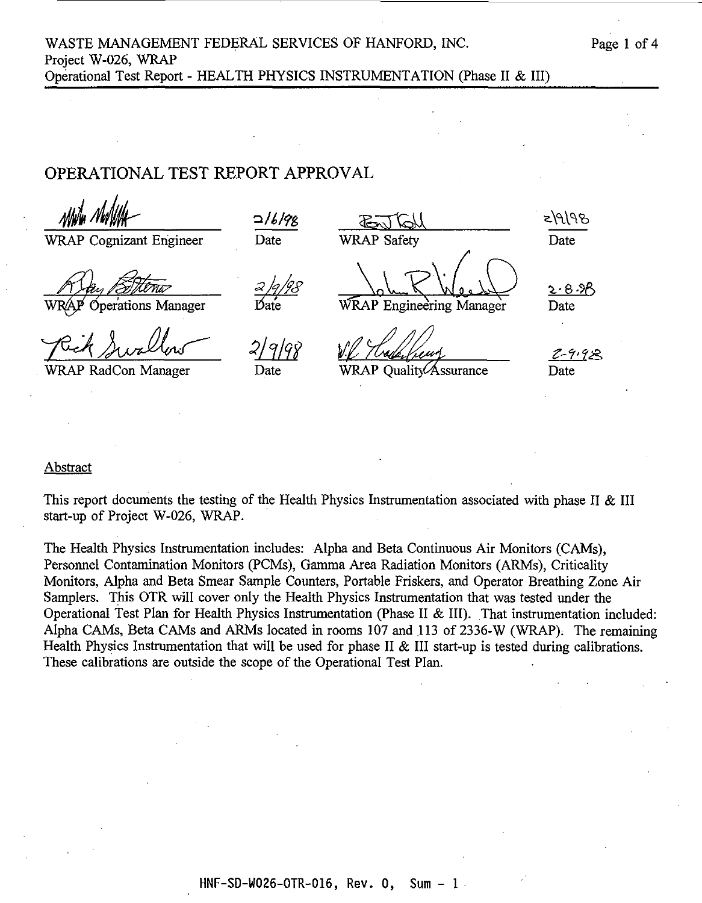## OPERATIONAL TEST REPORT APPROVAL

| Signature | Date | Signature | Date |
|---|---|---|---|
| WRAP Cognizant Engineer | 2/6/98 | WRAP Safety | 2/9/98 |
| WRAP Operations Manager | 2/9/98 | WRAP Engineering Manager | 2-8-98 |
| WRAP RadCon Manager | 2/9/98 | WRAP Quality Assurance | 2-9-98 |

### Abstract

This report documents the testing of the Health Physics Instrumentation associated with phase II & III start-up of Project W-026, WRAP.

The Health Physics Instrumentation includes: Alpha and Beta Continuous Air Monitors (CAMs), Personnel Contamination Monitors (PCMs), Gamma Area Radiation Monitors (ARMs), Criticality Monitors, Alpha and Beta Smear Sample Counters, Portable Friskers, and Operator Breathing Zone Air Samplers. This OTR will cover only the Health Physics Instrumentation that was tested under the Operational Test Plan for Health Physics Instrumentation (Phase II & III). That instrumentation included: Alpha CAMs, Beta CAMs and ARMs located in rooms 107 and 113 of 2336-W (WRAP). The remaining Health Physics Instrumentation that will be used for phase II & III start-up is tested during calibrations. These calibrations are outside the scope of the Operational Test Plan.

HNF-SD-W026-OTR-016, Rev. 0, Sum - 1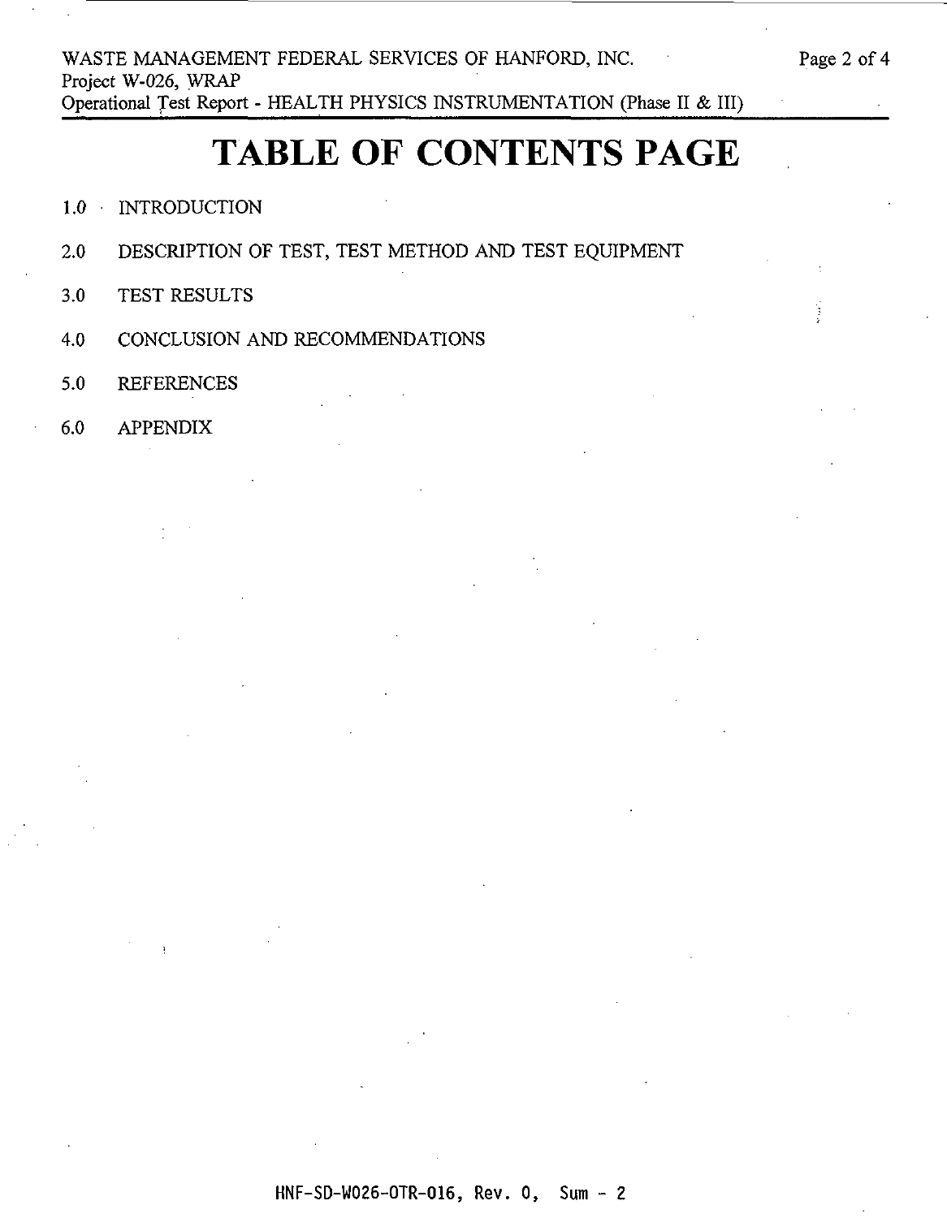# TABLE OF CONTENTS PAGE

1.0 INTRODUCTION

2.0 DESCRIPTION OF TEST, TEST METHOD AND TEST EQUIPMENT

3.0 TEST RESULTS

4.0 CONCLUSION AND RECOMMENDATIONS

5.0 REFERENCES

6.0 APPENDIX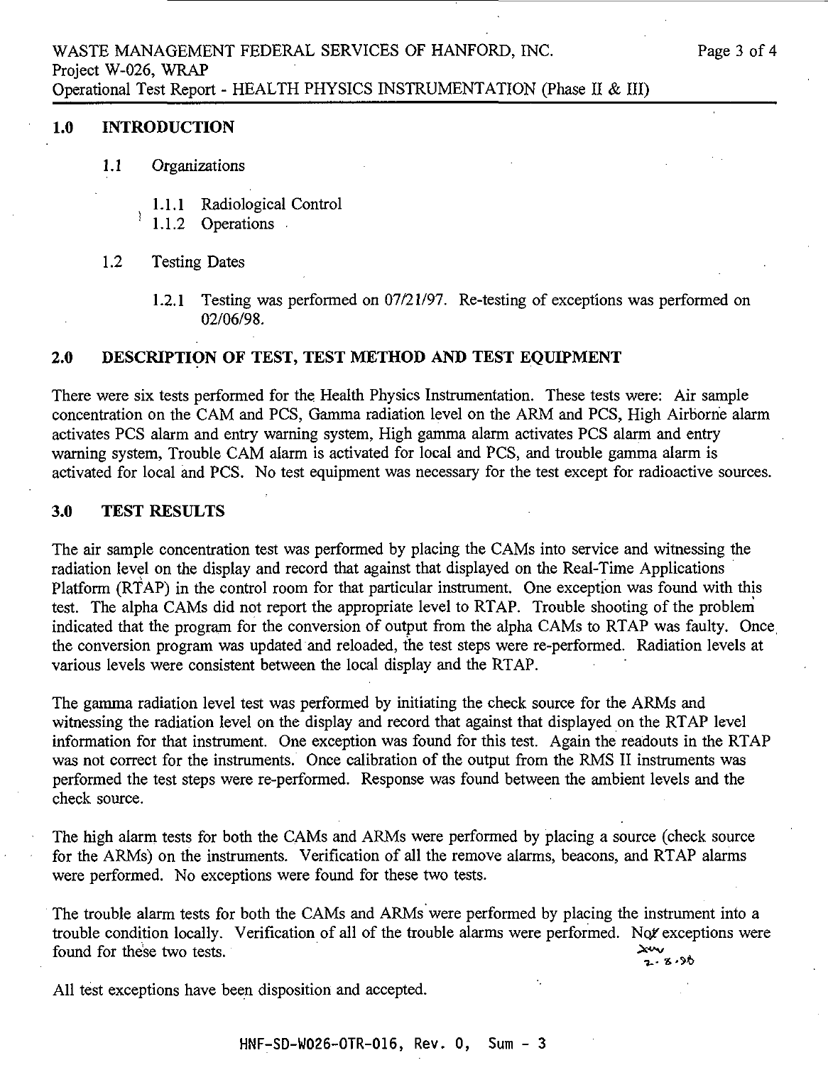## 1.0 INTRODUCTION

### 1.1 Organizations

1.1.1 Radiological Control

1.1.2 Operations

### 1.2 Testing Dates

1.2.1 Testing was performed on 07/21/97. Re-testing of exceptions was performed on 02/06/98.

## 2.0 DESCRIPTION OF TEST, TEST METHOD AND TEST EQUIPMENT

There were six tests performed for the Health Physics Instrumentation. These tests were: Air sample concentration on the CAM and PCS, Gamma radiation level on the ARM and PCS, High Airborne alarm activates PCS alarm and entry warning system, High gamma alarm activates PCS alarm and entry warning system, Trouble CAM alarm is activated for local and PCS, and trouble gamma alarm is activated for local and PCS. No test equipment was necessary for the test except for radioactive sources.

## 3.0 TEST RESULTS

The air sample concentration test was performed by placing the CAMs into service and witnessing the radiation level on the display and record that against that displayed on the Real-Time Applications Platform (RTAP) in the control room for that particular instrument. One exception was found with this test. The alpha CAMs did not report the appropriate level to RTAP. Trouble shooting of the problem indicated that the program for the conversion of output from the alpha CAMs to RTAP was faulty. Once the conversion program was updated and reloaded, the test steps were re-performed. Radiation levels at various levels were consistent between the local display and the RTAP.

The gamma radiation level test was performed by initiating the check source for the ARMs and witnessing the radiation level on the display and record that against that displayed on the RTAP level information for that instrument. One exception was found for this test. Again the readouts in the RTAP was not correct for the instruments. Once calibration of the output from the RMS II instruments was performed the test steps were re-performed. Response was found between the ambient levels and the check source.

The high alarm tests for both the CAMs and ARMs were performed by placing a source (check source for the ARMs) on the instruments. Verification of all the remove alarms, beacons, and RTAP alarms were performed. No exceptions were found for these two tests.

The trouble alarm tests for both the CAMs and ARMs were performed by placing the instrument into a trouble condition locally. Verification of all of the trouble alarms were performed. No exceptions were found for these two tests.

All test exceptions have been disposition and accepted.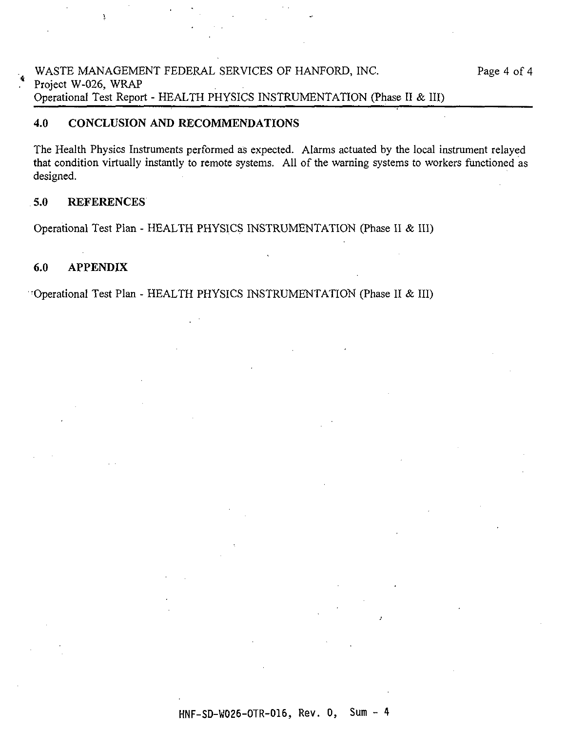## 4.0 CONCLUSION AND RECOMMENDATIONS

The Health Physics Instruments performed as expected. Alarms actuated by the local instrument relayed that condition virtually instantly to remote systems. All of the warning systems to workers functioned as designed.

## 5.0 REFERENCES

Operational Test Plan - HEALTH PHYSICS INSTRUMENTATION (Phase II & III)

## 6.0 APPENDIX

Operational Test Plan - HEALTH PHYSICS INSTRUMENTATION (Phase II & III)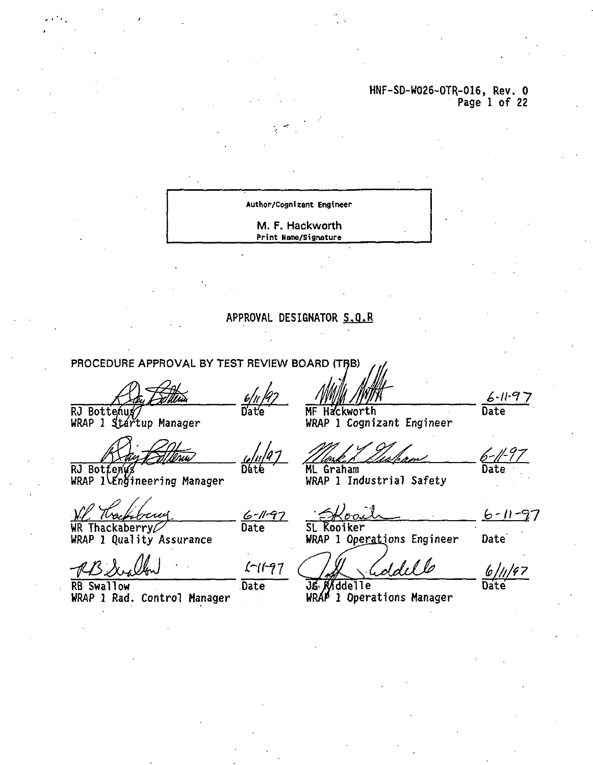Author/Cognizant Engineer

M. F. Hackworth

Print Name/Signature

APPROVAL DESIGNATOR S,Q,R

PROCEDURE APPROVAL BY TEST REVIEW BOARD (TRB)

| | | | |
|---|---|---|---|
| RJ Bottenus<br>WRAP 1 Startup Manager | 6/11/97<br>Date | MF Hackworth<br>WRAP 1 Cognizant Engineer | 6-11-97<br>Date |
| RJ Bottenus<br>WRAP 1 Engineering Manager | 6/11/97<br>Date | ML Graham<br>WRAP 1 Industrial Safety | 6-11-97<br>Date |
| WR Thackaberry<br>WRAP 1 Quality Assurance | 6-11-97<br>Date | SL Kooiker<br>WRAP 1 Operations Engineer | 6-11-97<br>Date |
| RB Swallow<br>WRAP 1 Rad. Control Manager | 6-11-97<br>Date | JG Riddelle<br>WRAP 1 Operations Manager | 6/11/97<br>Date |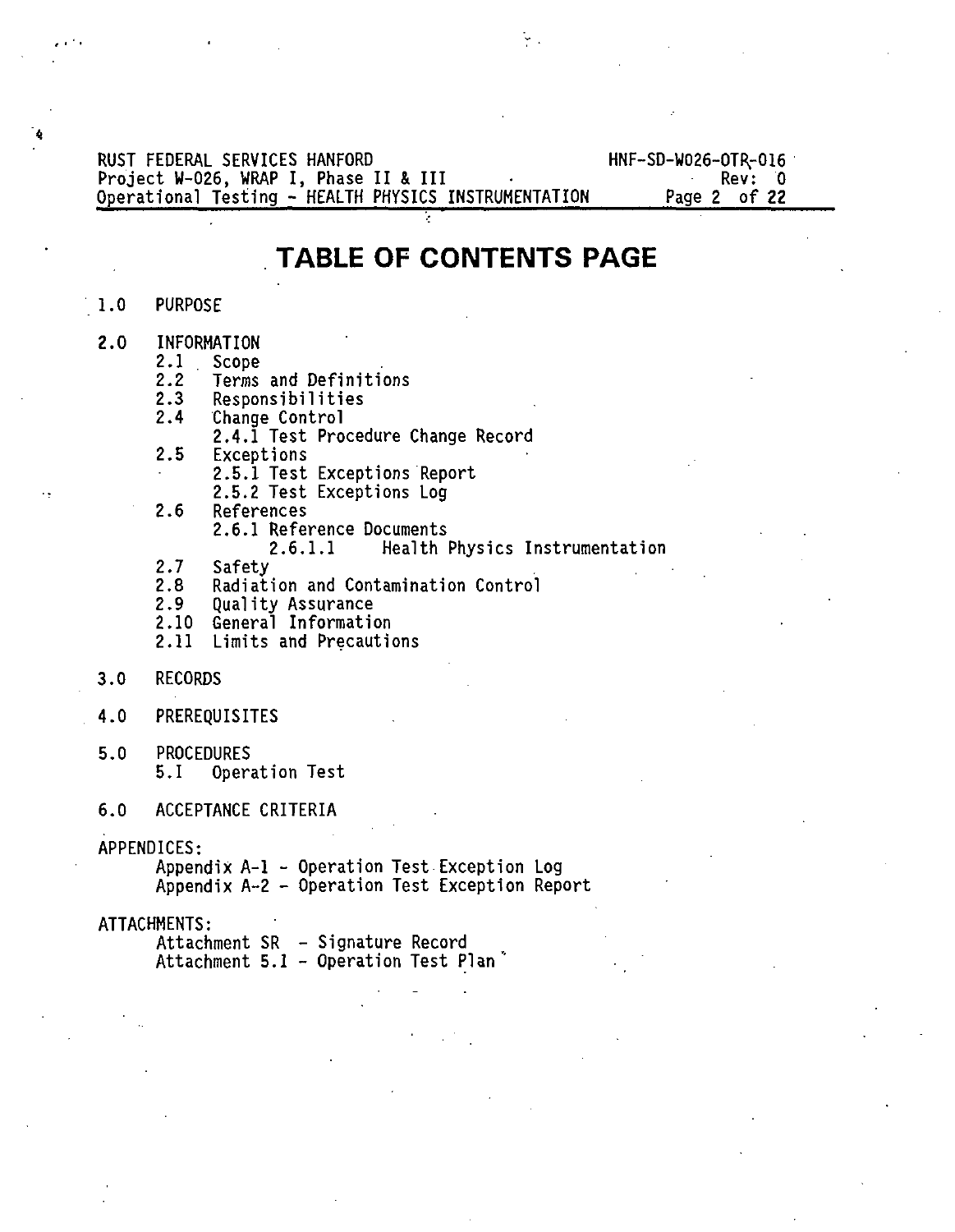# TABLE OF CONTENTS PAGE

1.0 PURPOSE

2.0 INFORMATION
- 2.1 Scope
- 2.2 Terms and Definitions
- 2.3 Responsibilities
- 2.4 Change Control
  - 2.4.1 Test Procedure Change Record
- 2.5 Exceptions
  - 2.5.1 Test Exceptions Report
  - 2.5.2 Test Exceptions Log
- 2.6 References
  - 2.6.1 Reference Documents
    - 2.6.1.1 Health Physics Instrumentation
- 2.7 Safety
- 2.8 Radiation and Contamination Control
- 2.9 Quality Assurance
- 2.10 General Information
- 2.11 Limits and Precautions

3.0 RECORDS

4.0 PREREQUISITES

5.0 PROCEDURES
- 5.1 Operation Test

6.0 ACCEPTANCE CRITERIA

APPENDICES:
- Appendix A-1 - Operation Test Exception Log
- Appendix A-2 - Operation Test Exception Report

ATTACHMENTS:
- Attachment SR - Signature Record
- Attachment 5.1 - Operation Test Plan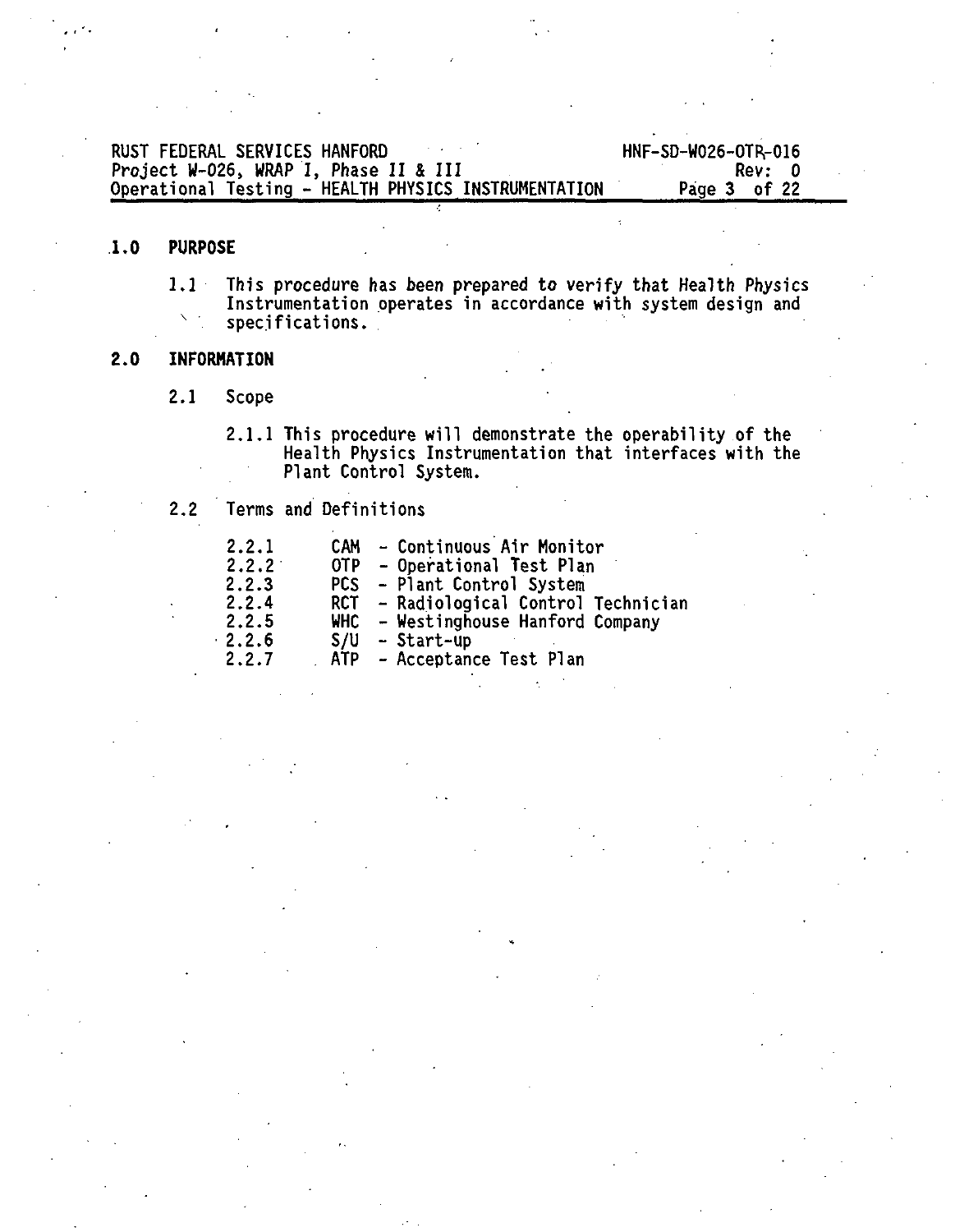## 1.0 PURPOSE

1.1 This procedure has been prepared to verify that Health Physics Instrumentation operates in accordance with system design and specifications.

## 2.0 INFORMATION

2.1 Scope

2.1.1 This procedure will demonstrate the operability of the Health Physics Instrumentation that interfaces with the Plant Control System.

2.2 Terms and Definitions

| | | |
|---|---|---|
| 2.2.1 | CAM | - Continuous Air Monitor |
| 2.2.2 | OTP | - Operational Test Plan |
| 2.2.3 | PCS | - Plant Control System |
| 2.2.4 | RCT | - Radiological Control Technician |
| 2.2.5 | WHC | - Westinghouse Hanford Company |
| 2.2.6 | S/U | - Start-up |
| 2.2.7 | ATP | - Acceptance Test Plan |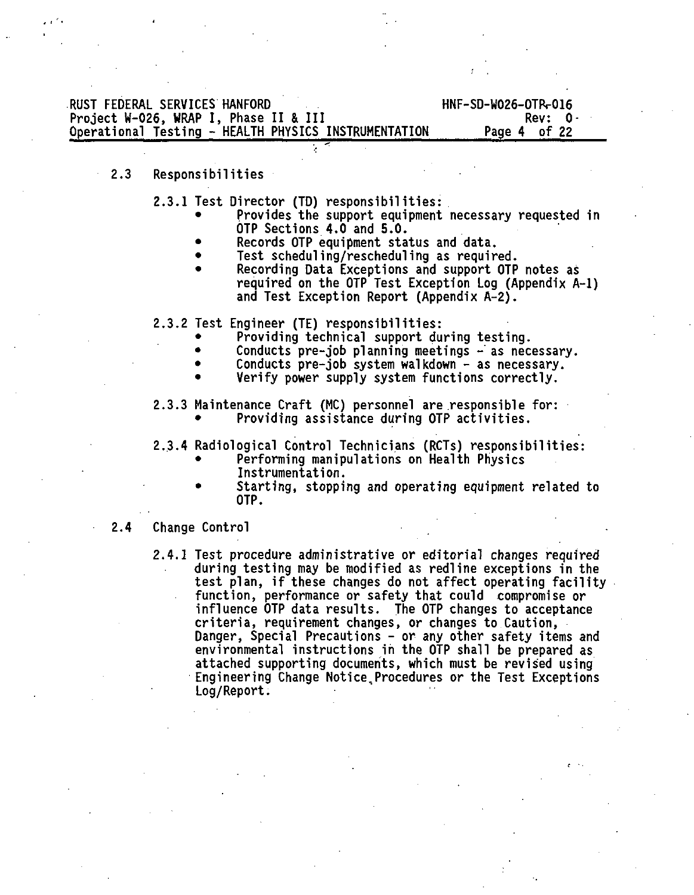### 2.3 Responsibilities

2.3.1 Test Director (TD) responsibilities:

- Provides the support equipment necessary requested in OTP Sections 4.0 and 5.0.
- Records OTP equipment status and data.
- Test scheduling/rescheduling as required.
- Recording Data Exceptions and support OTP notes as required on the OTP Test Exception Log (Appendix A-1) and Test Exception Report (Appendix A-2).

2.3.2 Test Engineer (TE) responsibilities:

- Providing technical support during testing.
- Conducts pre-job planning meetings - as necessary.
- Conducts pre-job system walkdown - as necessary.
- Verify power supply system functions correctly.

2.3.3 Maintenance Craft (MC) personnel are responsible for:

- Providing assistance during OTP activities.

2.3.4 Radiological Control Technicians (RCTs) responsibilities:

- Performing manipulations on Health Physics Instrumentation.
- Starting, stopping and operating equipment related to OTP.

### 2.4 Change Control

2.4.1 Test procedure administrative or editorial changes required during testing may be modified as redline exceptions in the test plan, if these changes do not affect operating facility function, performance or safety that could compromise or influence OTP data results. The OTP changes to acceptance criteria, requirement changes, or changes to Caution, Danger, Special Precautions - or any other safety items and environmental instructions in the OTP shall be prepared as attached supporting documents, which must be revised using Engineering Change Notice Procedures or the Test Exceptions Log/Report.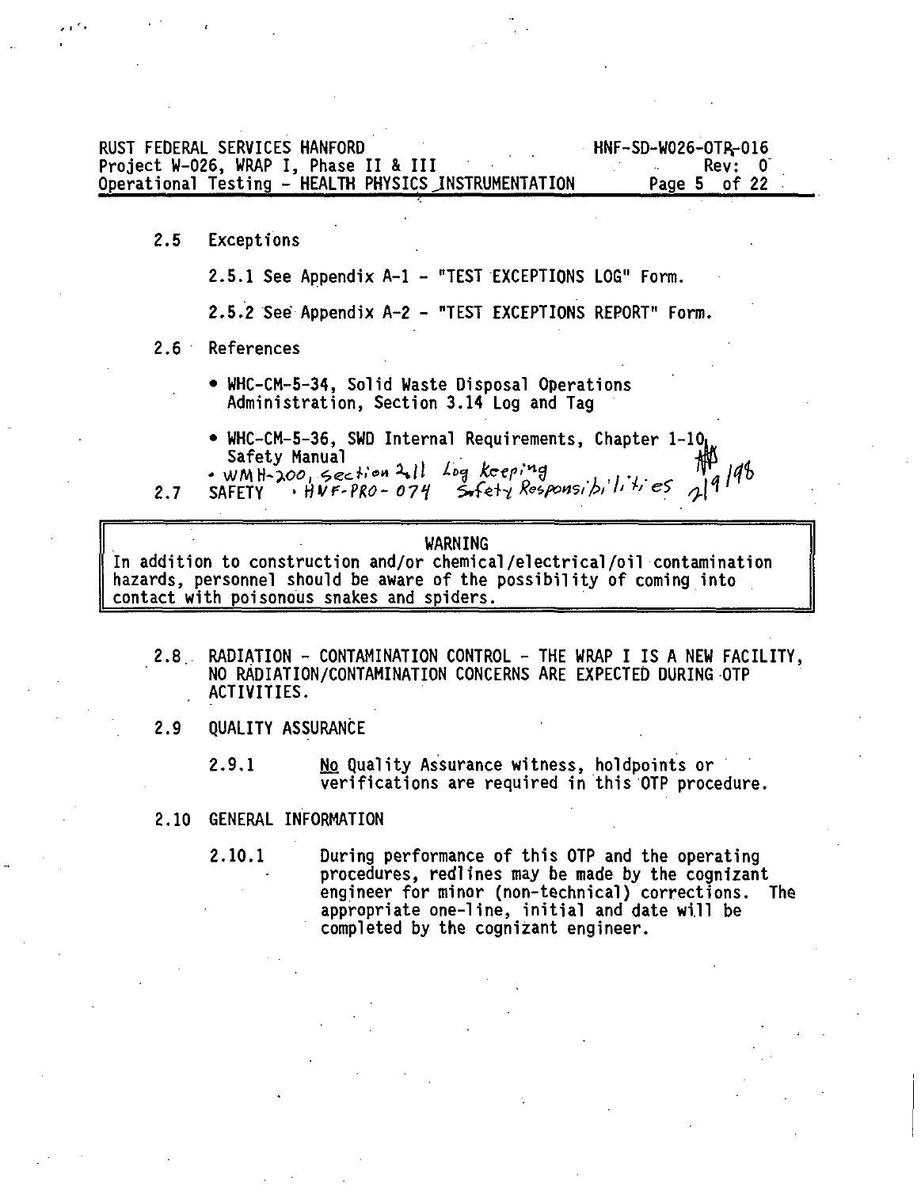2.5 Exceptions

2.5.1 See Appendix A-1 - "TEST EXCEPTIONS LOG" Form.

2.5.2 See Appendix A-2 - "TEST EXCEPTIONS REPORT" Form.

2.6 References

- WHC-CM-5-34, Solid Waste Disposal Operations Administration, Section 3.14 Log and Tag
- WHC-CM-5-36, SWD Internal Requirements, Chapter 1-10, Safety Manual
- WMH-200, Section 2.11 Log keeping
- HNF-PRO-074 Safety Responsibilities 2/9/98

2.7 SAFETY

> **WARNING**
>
> In addition to construction and/or chemical/electrical/oil contamination hazards, personnel should be aware of the possibility of coming into contact with poisonous snakes and spiders.

2.8 RADIATION - CONTAMINATION CONTROL - THE WRAP I IS A NEW FACILITY, NO RADIATION/CONTAMINATION CONCERNS ARE EXPECTED DURING OTP ACTIVITIES.

2.9 QUALITY ASSURANCE

2.9.1 No Quality Assurance witness, holdpoints or verifications are required in this OTP procedure.

2.10 GENERAL INFORMATION

2.10.1 During performance of this OTP and the operating procedures, redlines may be made by the cognizant engineer for minor (non-technical) corrections. The appropriate one-line, initial and date will be completed by the cognizant engineer.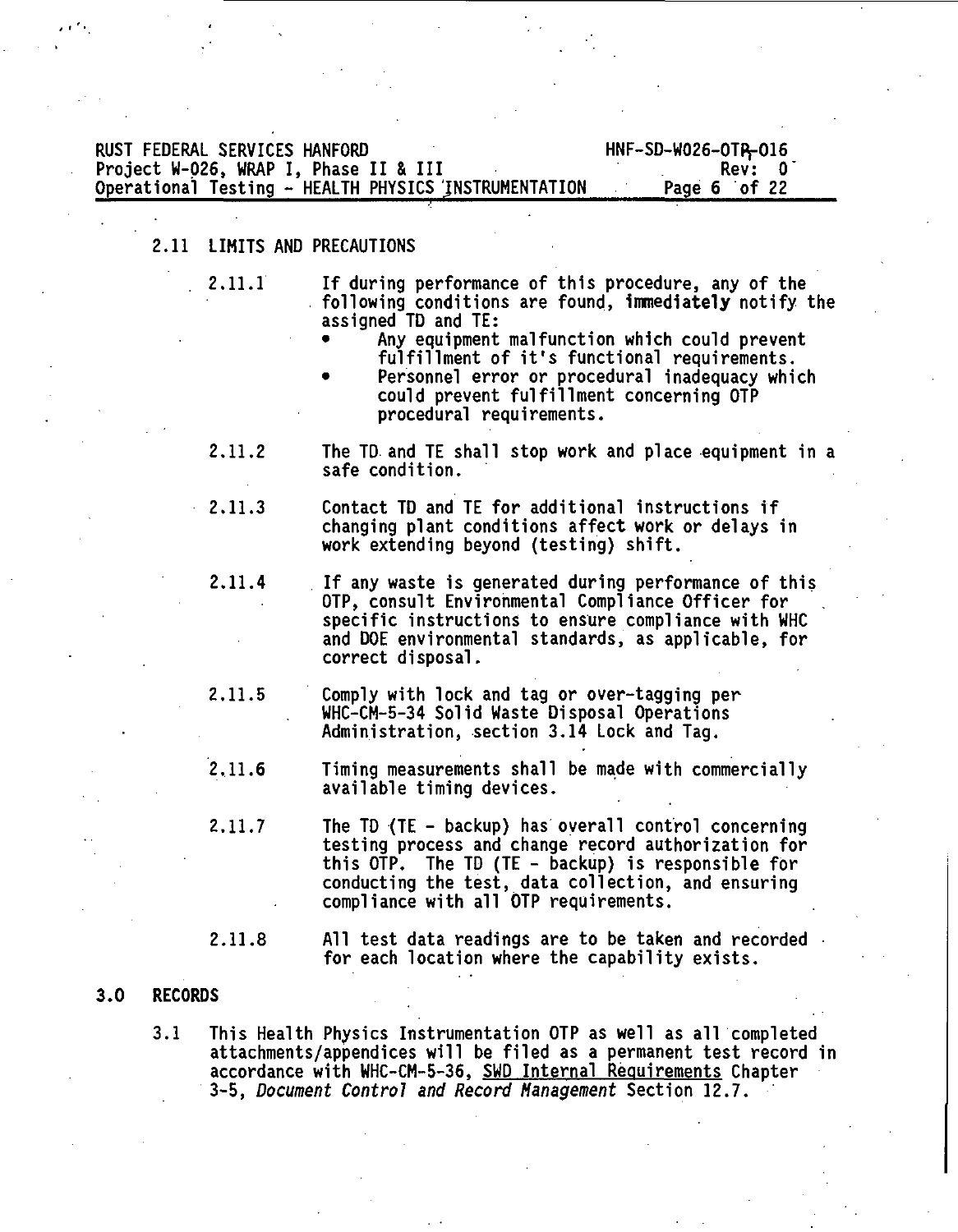### 2.11 LIMITS AND PRECAUTIONS

2.11.1 If during performance of this procedure, any of the following conditions are found, **immediately** notify the assigned TD and TE:

- Any equipment malfunction which could prevent fulfillment of it's functional requirements.
- Personnel error or procedural inadequacy which could prevent fulfillment concerning OTP procedural requirements.

2.11.2 The TD and TE shall stop work and place equipment in a safe condition.

2.11.3 Contact TD and TE for additional instructions if changing plant conditions affect work or delays in work extending beyond (testing) shift.

2.11.4 If any waste is generated during performance of this OTP, consult Environmental Compliance Officer for specific instructions to ensure compliance with WHC and DOE environmental standards, as applicable, for correct disposal.

2.11.5 Comply with lock and tag or over-tagging per WHC-CM-5-34 Solid Waste Disposal Operations Administration, section 3.14 Lock and Tag.

2.11.6 Timing measurements shall be made with commercially available timing devices.

2.11.7 The TD (TE - backup) has overall control concerning testing process and change record authorization for this OTP. The TD (TE - backup) is responsible for conducting the test, data collection, and ensuring compliance with all OTP requirements.

2.11.8 All test data readings are to be taken and recorded for each location where the capability exists.

## 3.0 RECORDS

3.1 This Health Physics Instrumentation OTP as well as all completed attachments/appendices will be filed as a permanent test record in accordance with WHC-CM-5-36, SWD Internal Requirements Chapter 3-5, *Document Control and Record Management* Section 12.7.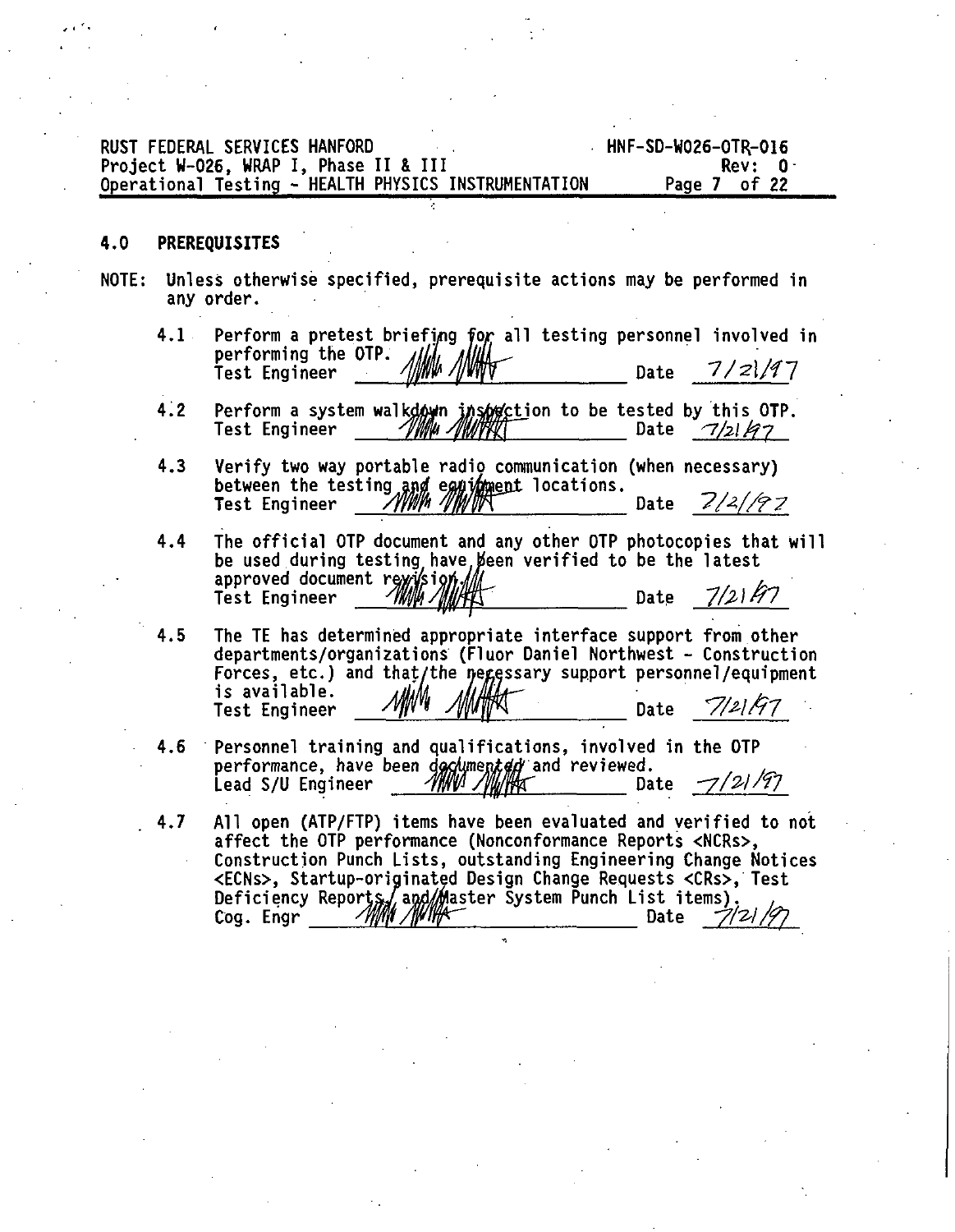## 4.0 PREREQUISITES

NOTE: Unless otherwise specified, prerequisite actions may be performed in any order.

4.1 Perform a pretest briefing for all testing personnel involved in performing the OTP.
Test Engineer _______________ Date 7/21/97

4.2 Perform a system walkdown inspection to be tested by this OTP.
Test Engineer _______________ Date 7/21/97

4.3 Verify two way portable radio communication (when necessary) between the testing and equipment locations.
Test Engineer _______________ Date 7/2/97

4.4 The official OTP document and any other OTP photocopies that will be used during testing have been verified to be the latest approved document revision.
Test Engineer _______________ Date 7/21/97

4.5 The TE has determined appropriate interface support from other departments/organizations (Fluor Daniel Northwest - Construction Forces, etc.) and that the necessary support personnel/equipment is available.
Test Engineer _______________ Date 7/21/97

4.6 Personnel training and qualifications, involved in the OTP performance, have been documented and reviewed.
Lead S/U Engineer _______________ Date 7/21/97

4.7 All open (ATP/FTP) items have been evaluated and verified to not affect the OTP performance (Nonconformance Reports <NCRs>, Construction Punch Lists, outstanding Engineering Change Notices <ECNs>, Startup-originated Design Change Requests <CRs>, Test Deficiency Reports, and Master System Punch List items).
Cog. Engr _______________ Date 7/21/97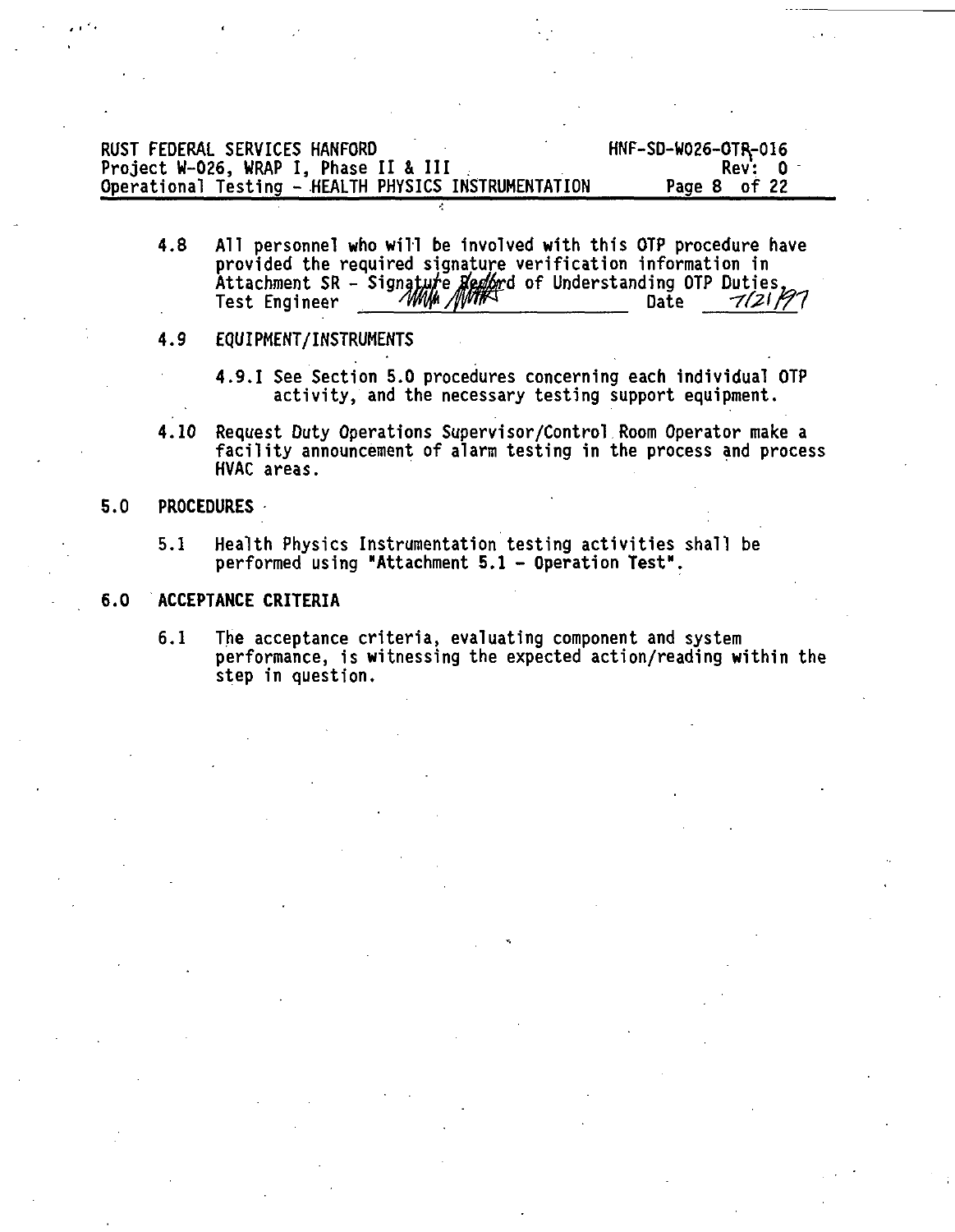4.8 All personnel who will be involved with this OTP procedure have provided the required signature verification information in Attachment SR - Signature Record of Understanding OTP Duties.
Test Engineer ______________________ Date 7/21/97

4.9 EQUIPMENT/INSTRUMENTS

4.9.1 See Section 5.0 procedures concerning each individual OTP activity, and the necessary testing support equipment.

4.10 Request Duty Operations Supervisor/Control Room Operator make a facility announcement of alarm testing in the process and process HVAC areas.

## 5.0 PROCEDURES

5.1 Health Physics Instrumentation testing activities shall be performed using "Attachment 5.1 - Operation Test".

## 6.0 ACCEPTANCE CRITERIA

6.1 The acceptance criteria, evaluating component and system performance, is witnessing the expected action/reading within the step in question.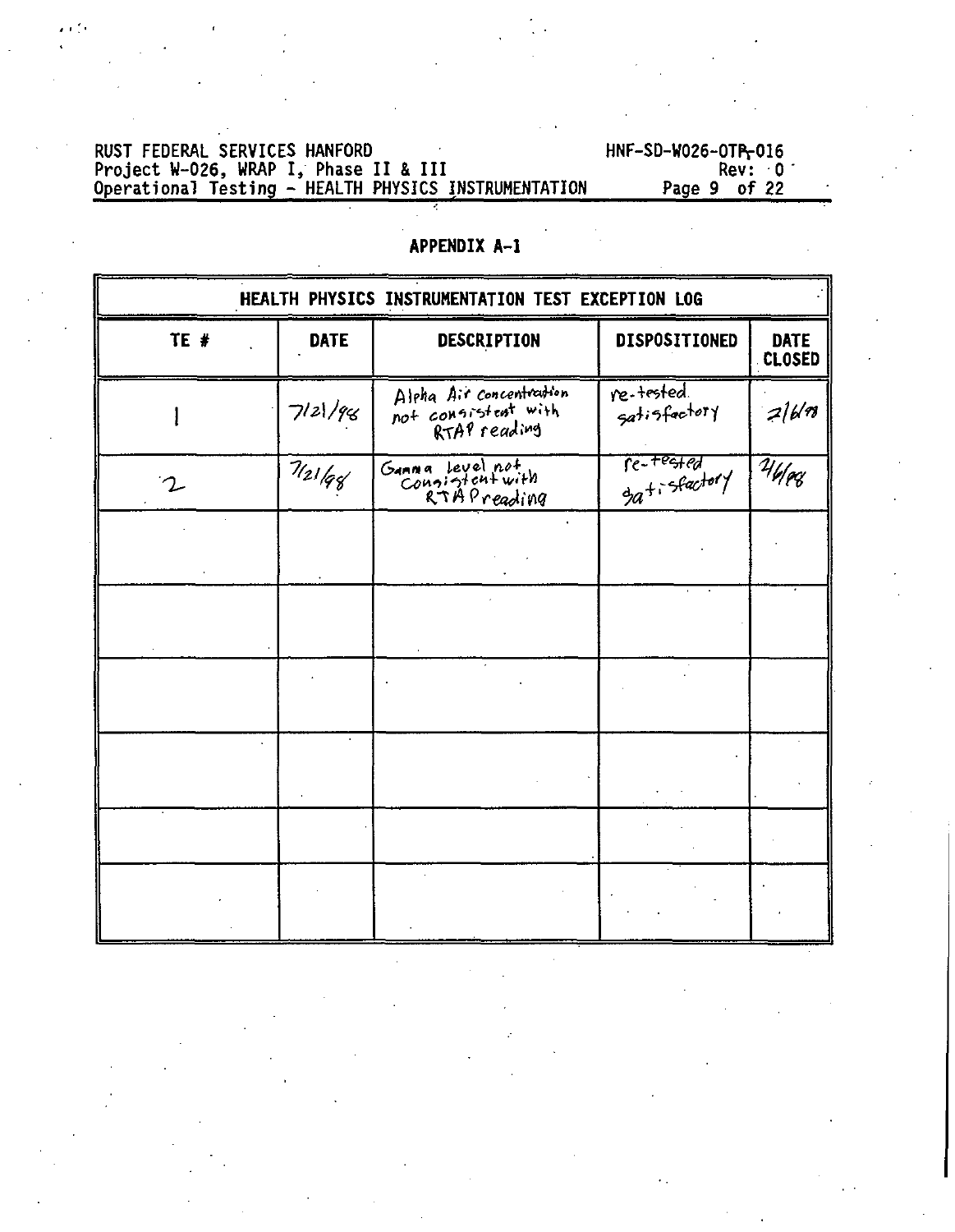## APPENDIX A-1

| HEALTH PHYSICS INSTRUMENTATION TEST EXCEPTION LOG | | | | |
|---|---|---|---|---|
| **TE #** | **DATE** | **DESCRIPTION** | **DISPOSITIONED** | **DATE CLOSED** |
| 1 | 7/21/98 | Alpha Air concentration not consistent with RTAP reading | re-tested satisfactory | 2/6/98 |
| 2 | 7/21/98 | Gamma level not consistent with RTAP reading | re-tested satisfactory | 2/6/98 |
| | | | | |
| | | | | |
| | | | | |
| | | | | |
| | | | | |
| | | | | |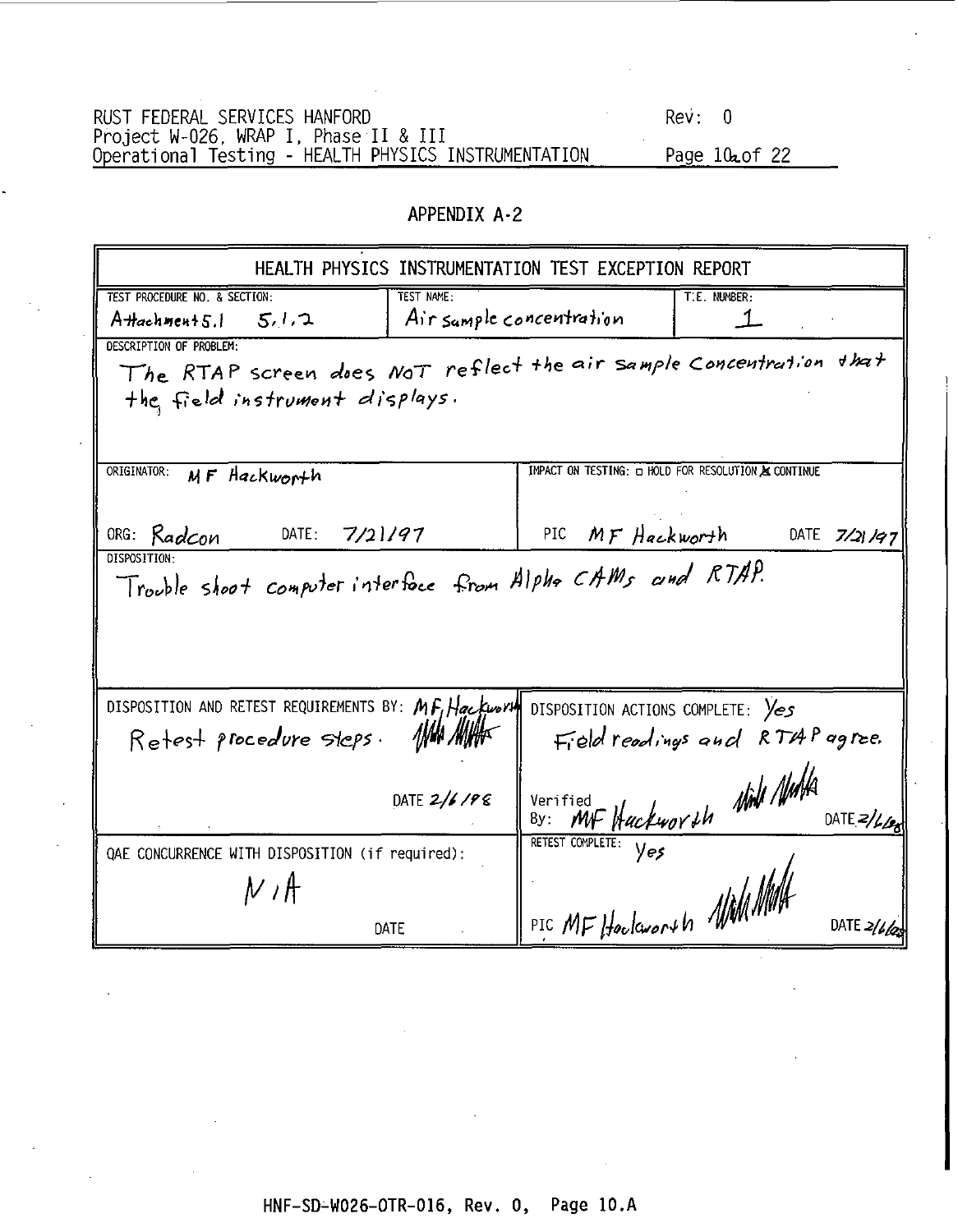## APPENDIX A-2

### HEALTH PHYSICS INSTRUMENTATION TEST EXCEPTION REPORT

| TEST PROCEDURE NO. & SECTION: | TEST NAME: | T.E. NUMBER: |
|---|---|---|
| Attachment 5.1 5.1.2 | Air sample concentration | 1 |

**DESCRIPTION OF PROBLEM:**

The RTAP screen does NOT reflect the air sample concentration that the field instrument displays.

| | |
|---|---|
| ORIGINATOR: MF Hackworth | IMPACT ON TESTING: ☐ HOLD FOR RESOLUTION ☒ CONTINUE |
| ORG: Radcon DATE: 7/21/97 | PIC MF Hackworth DATE 7/21/97 |

**DISPOSITION:**

Trouble shoot computer interface from Alpha CAMs and RTAP.

| | |
|---|---|
| DISPOSITION AND RETEST REQUIREMENTS BY: MF Hackworth<br>Retest procedure steps. [signature]<br>DATE 2/6/98 | DISPOSITION ACTIONS COMPLETE: Yes<br>Field readings and RTAP agree.<br>Verified By: MF Hackworth [signature] DATE 2/6/98 |
| QAE CONCURRENCE WITH DISPOSITION (if required):<br>N/A<br>DATE | RETEST COMPLETE: Yes<br>PIC MF Hackworth [signature] DATE 2/6/98 |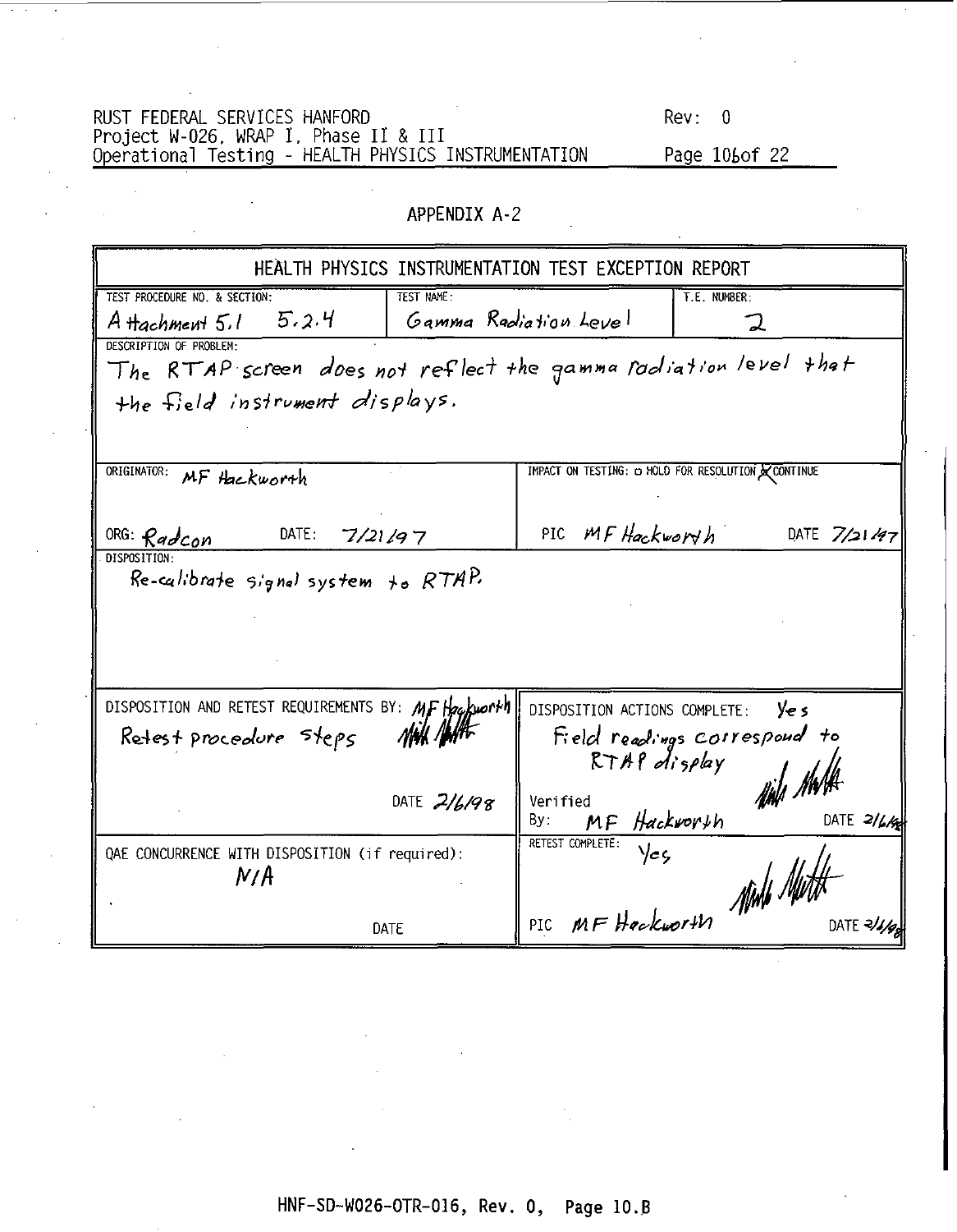RUST FEDERAL SERVICES HANFORD
Project W-026, WRAP I, Phase II & III
Operational Testing - HEALTH PHYSICS INSTRUMENTATION

Rev: 0

Page 10b of 22

## APPENDIX A-2

| HEALTH PHYSICS INSTRUMENTATION TEST EXCEPTION REPORT | | |
|---|---|---|
| TEST PROCEDURE NO. & SECTION: Attachment 5.1 5.2.4 | TEST NAME: Gamma Radiation Level | T.E. NUMBER: 2 |
| DESCRIPTION OF PROBLEM: The RTAP screen does not reflect the gamma radiation level that the field instrument displays. | | |
| ORIGINATOR: MF Hackworth<br>ORG: Radcon DATE: 7/21/97 | IMPACT ON TESTING: ☐ HOLD FOR RESOLUTION ☒ CONTINUE<br>PIC MF Hackworth DATE 7/21/97 | |
| DISPOSITION: Re-calibrate signal system to RTAP. | | |
| DISPOSITION AND RETEST REQUIREMENTS BY: MF Hackworth [signature]<br>Retest procedure steps<br>DATE 2/6/98 | DISPOSITION ACTIONS COMPLETE: Yes<br>Field readings correspond to RTAP display [signature]<br>Verified By: MF Hackworth DATE 2/6/98 | |
| QAE CONCURRENCE WITH DISPOSITION (if required): N/A<br>DATE | RETEST COMPLETE: Yes [signature]<br>PIC MF Hackworth DATE 2/6/98 | |

HNF-SD-W026-OTR-016, Rev. 0, Page 10.B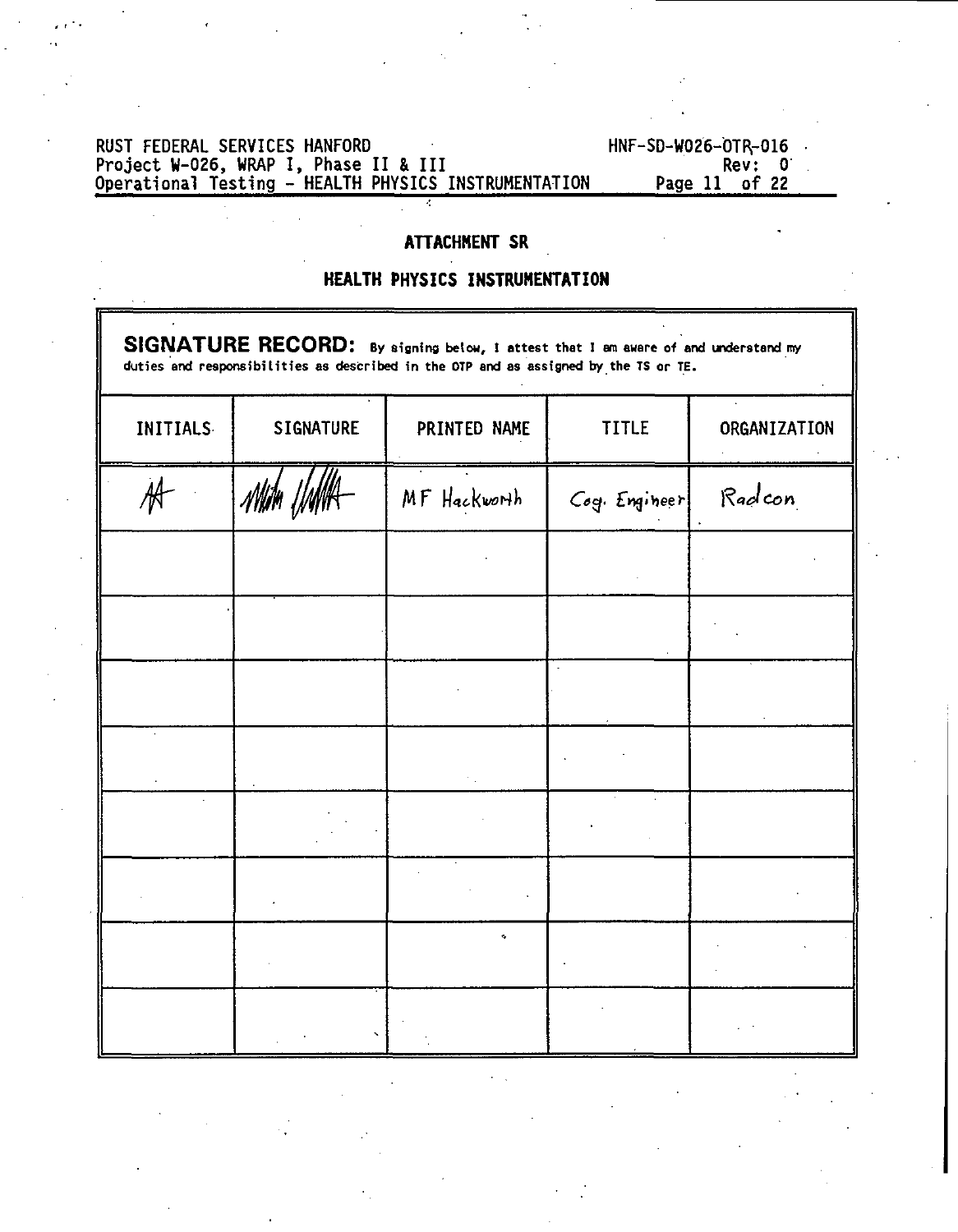## ATTACHMENT SR

## HEALTH PHYSICS INSTRUMENTATION

**SIGNATURE RECORD:** By signing below, I attest that I am aware of and understand my duties and responsibilities as described in the OTP and as assigned by the TS or TE.

| INITIALS | SIGNATURE | PRINTED NAME | TITLE | ORGANIZATION |
|---|---|---|---|---|
| MH | [signature] | MF Hackworth | Cog. Engineer | Radcon |
| | | | | |
| | | | | |
| | | | | |
| | | | | |
| | | | | |
| | | | | |
| | | | | |
| | | | | |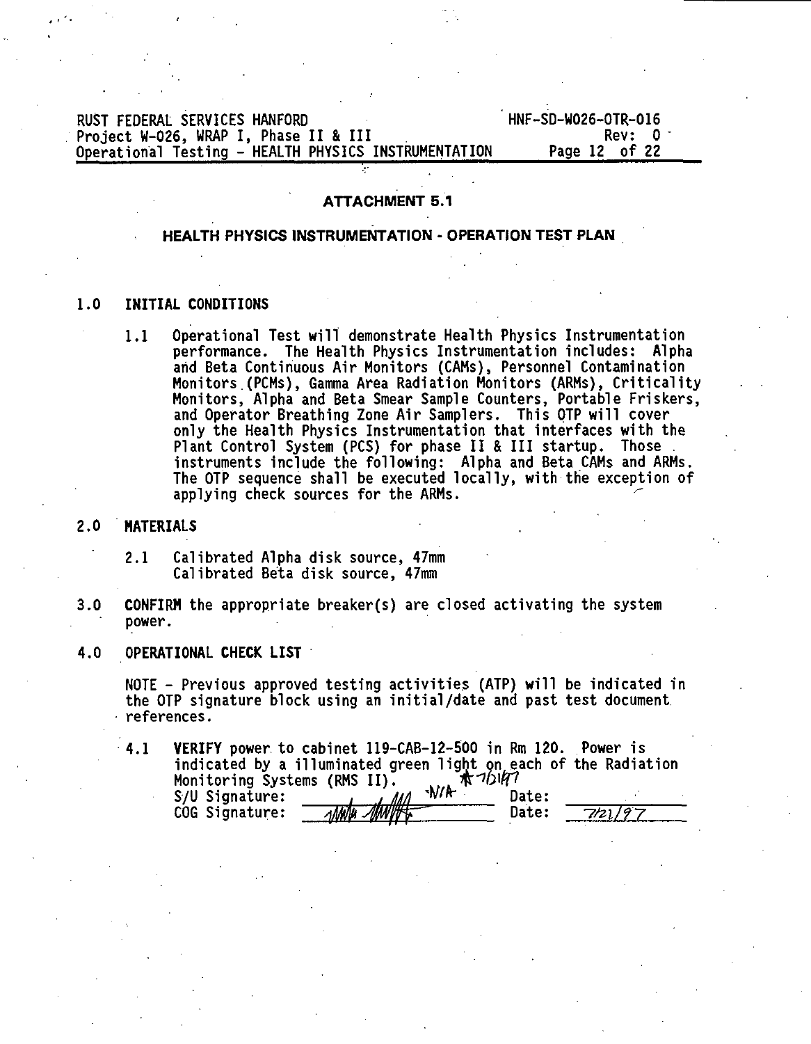## ATTACHMENT 5.1

## HEALTH PHYSICS INSTRUMENTATION - OPERATION TEST PLAN

### 1.0 INITIAL CONDITIONS

1.1 Operational Test will demonstrate Health Physics Instrumentation performance. The Health Physics Instrumentation includes: Alpha and Beta Continuous Air Monitors (CAMs), Personnel Contamination Monitors (PCMs), Gamma Area Radiation Monitors (ARMs), Criticality Monitors, Alpha and Beta Smear Sample Counters, Portable Friskers, and Operator Breathing Zone Air Samplers. This OTP will cover only the Health Physics Instrumentation that interfaces with the Plant Control System (PCS) for phase II & III startup. Those instruments include the following: Alpha and Beta CAMs and ARMs. The OTP sequence shall be executed locally, with the exception of applying check sources for the ARMs.

### 2.0 MATERIALS

2.1 Calibrated Alpha disk source, 47mm
Calibrated Beta disk source, 47mm

### 3.0 **CONFIRM** the appropriate breaker(s) are closed activating the system power.

### 4.0 OPERATIONAL CHECK LIST

NOTE - Previous approved testing activities (ATP) will be indicated in the OTP signature block using an initial/date and past test document references.

4.1 **VERIFY** power to cabinet 119-CAB-12-500 in Rm 120. Power is indicated by a illuminated green light on each of the Radiation Monitoring Systems (RMS II).

S/U Signature: N/A 7/21/97 Date: ____________
COG Signature: [signature] Date: 7/21/97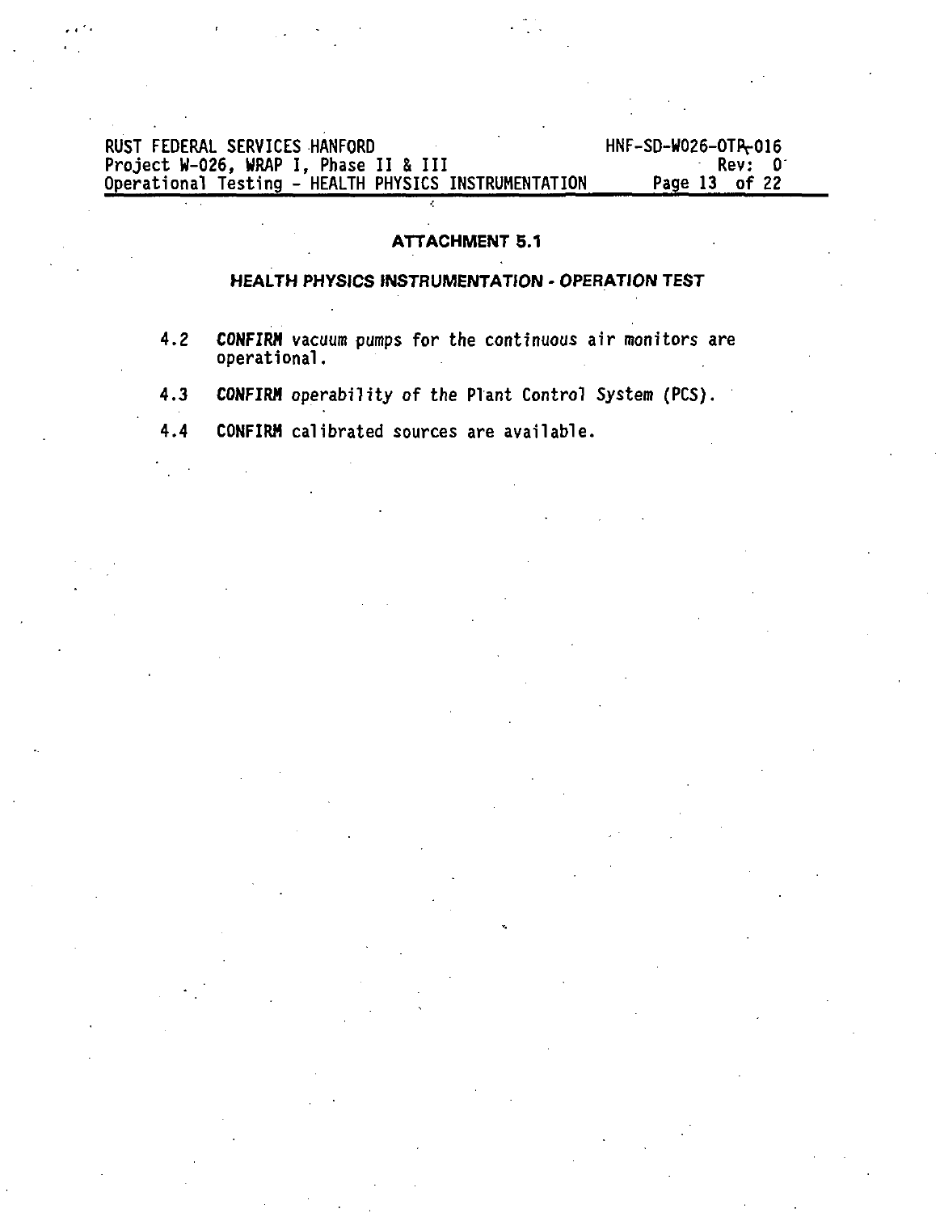## ATTACHMENT 5.1

### HEALTH PHYSICS INSTRUMENTATION - OPERATION TEST

4.2 **CONFIRM** vacuum pumps for the continuous air monitors are operational.

4.3 **CONFIRM** operability of the Plant Control System (PCS).

4.4 **CONFIRM** calibrated sources are available.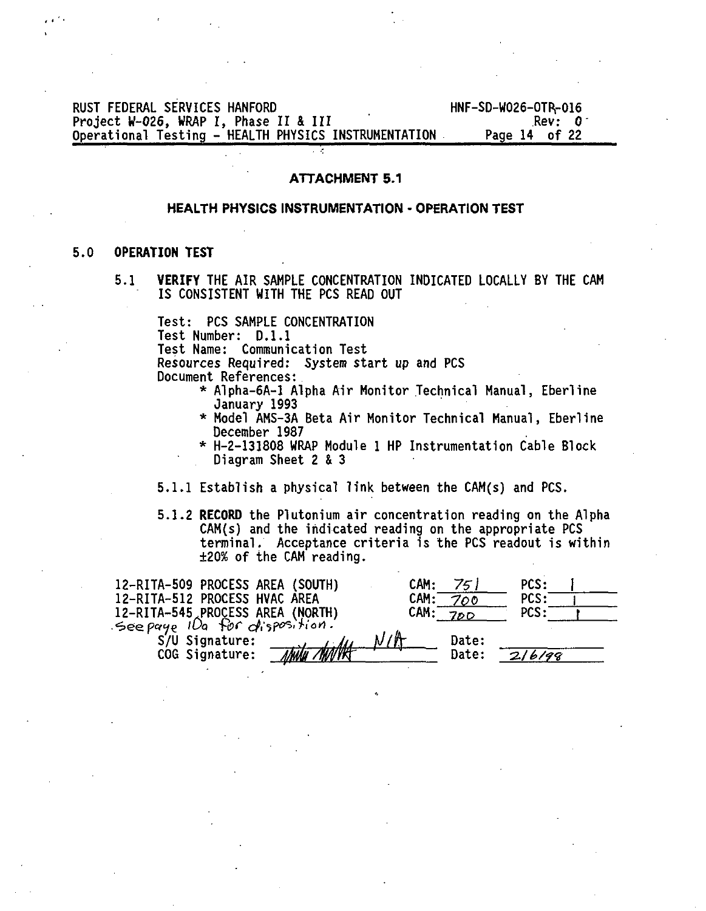## ATTACHMENT 5.1

## HEALTH PHYSICS INSTRUMENTATION - OPERATION TEST

### 5.0 OPERATION TEST

5.1 **VERIFY** THE AIR SAMPLE CONCENTRATION INDICATED LOCALLY BY THE CAM IS CONSISTENT WITH THE PCS READ OUT

Test: PCS SAMPLE CONCENTRATION
Test Number: D.1.1
Test Name: Communication Test
Resources Required: *System start up* and PCS
Document References:

* Alpha-6A-1 Alpha Air Monitor Technical Manual, Eberline January 1993
* Model AMS-3A Beta Air Monitor Technical Manual, Eberline December 1987
* H-2-131808 WRAP Module 1 HP Instrumentation Cable Block Diagram Sheet 2 & 3

5.1.1 Establish a physical link between the CAM(s) and PCS.

5.1.2 **RECORD** the Plutonium air concentration reading on the Alpha CAM(s) and the indicated reading on the appropriate PCS terminal. Acceptance criteria is the PCS readout is within ±20% of the CAM reading.

| | CAM | PCS |
|---|---|---|
| 12-RITA-509 PROCESS AREA (SOUTH) | 751 | 1 |
| 12-RITA-512 PROCESS HVAC AREA | 700 | 1 |
| 12-RITA-545 PROCESS AREA (NORTH) | 700 | 1 |

See page 10a for disposition.

S/U Signature: N/A Date:
COG Signature: [signature] Date: 2/6/98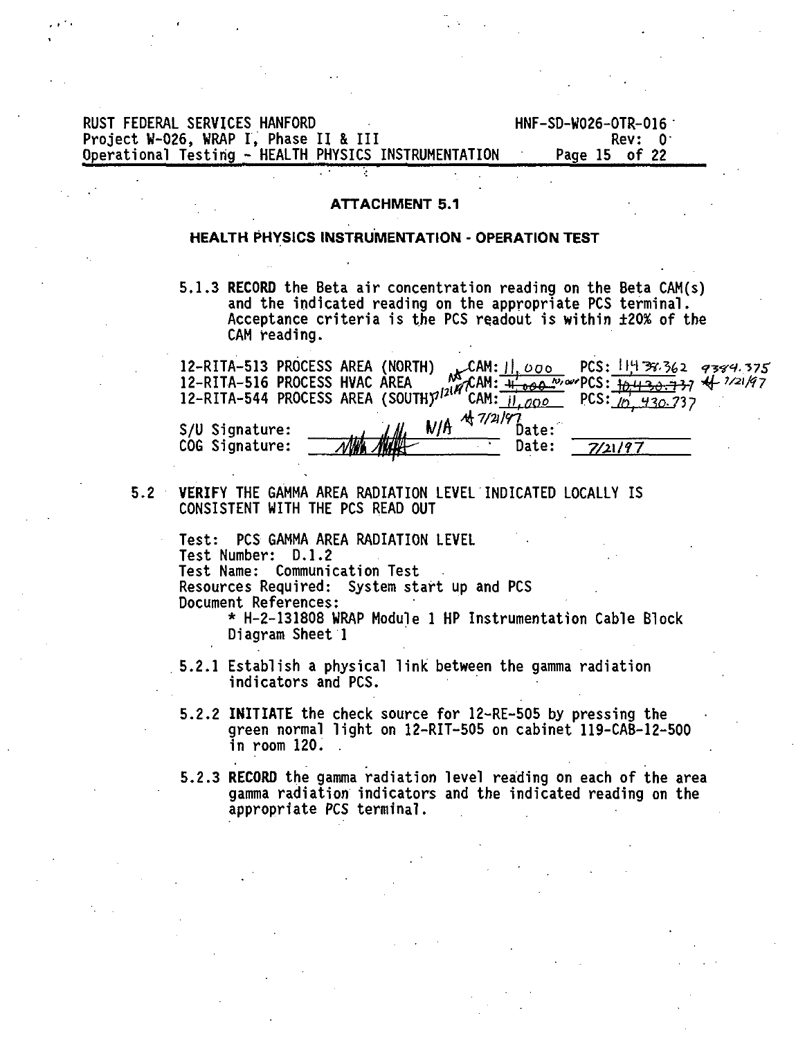### ATTACHMENT 5.1

### HEALTH PHYSICS INSTRUMENTATION - OPERATION TEST

5.1.3 **RECORD** the Beta air concentration reading on the Beta CAM(s) and the indicated reading on the appropriate PCS terminal. Acceptance criteria is the PCS readout is within ±20% of the CAM reading.

12-RITA-513 PROCESS AREA (NORTH) CAM: 11,000 PCS: ~~11438.362~~ 9384.375

12-RITA-516 PROCESS HVAC AREA CAM: ~~11,000~~ N/A 7/21/97 PCS: ~~10430.737~~ 7/21/97

12-RITA-544 PROCESS AREA (SOUTH) CAM: 11,000 PCS: 10,430.737

S/U Signature: N/A 7/21/97 Date: ______

COG Signature: ______ Date: 7/21/97

**5.2 VERIFY THE GAMMA AREA RADIATION LEVEL INDICATED LOCALLY IS CONSISTENT WITH THE PCS READ OUT**

Test: PCS GAMMA AREA RADIATION LEVEL
Test Number: D.1.2
Test Name: Communication Test
Resources Required: System start up and PCS
Document References:
* H-2-131808 WRAP Module 1 HP Instrumentation Cable Block Diagram Sheet 1

5.2.1 Establish a physical link between the gamma radiation indicators and PCS.

5.2.2 **INITIATE** the check source for 12-RE-505 by pressing the green normal light on 12-RIT-505 on cabinet 119-CAB-12-500 in room 120.

5.2.3 **RECORD** the gamma radiation level reading on each of the area gamma radiation indicators and the indicated reading on the appropriate PCS terminal.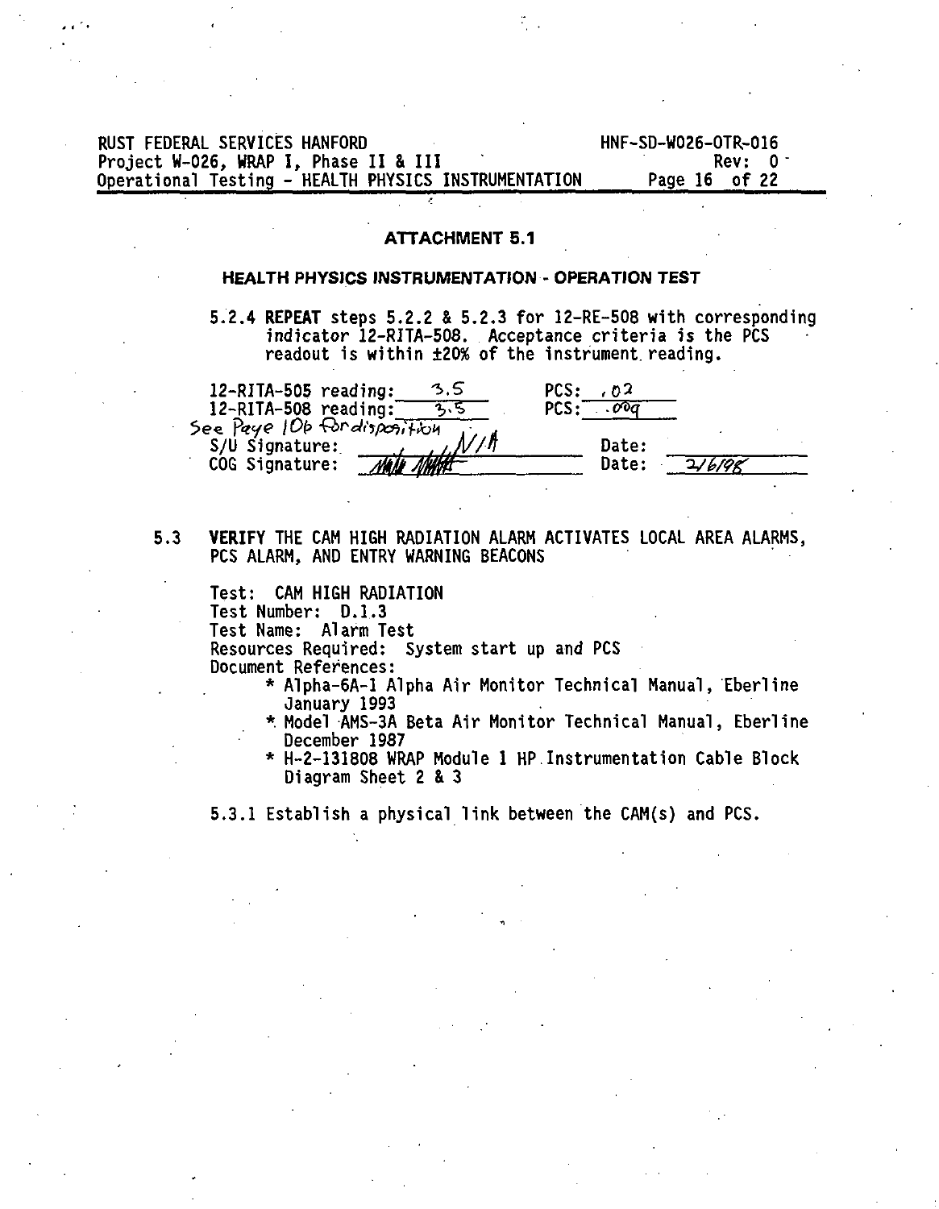## ATTACHMENT 5.1

### HEALTH PHYSICS INSTRUMENTATION - OPERATION TEST

5.2.4 **REPEAT** steps 5.2.2 & 5.2.3 for 12-RE-508 with corresponding indicator 12-RITA-508. Acceptance criteria is the PCS readout is within ±20% of the instrument reading.

12-RITA-505 reading: 3.5 PCS: .02
12-RITA-508 reading: 3.5 PCS: .009
See Page 10b for disposition
S/U Signature: N/A Date:
COG Signature: [signature] Date: 2/6/98

5.3 **VERIFY** THE CAM HIGH RADIATION ALARM ACTIVATES LOCAL AREA ALARMS, PCS ALARM, AND ENTRY WARNING BEACONS

Test: CAM HIGH RADIATION
Test Number: D.1.3
Test Name: Alarm Test
Resources Required: System start up and PCS
Document References:

- * Alpha-6A-1 Alpha Air Monitor Technical Manual, Eberline January 1993
- * Model AMS-3A Beta Air Monitor Technical Manual, Eberline December 1987
- * H-2-131808 WRAP Module 1 HP Instrumentation Cable Block Diagram Sheet 2 & 3

5.3.1 Establish a physical link between the CAM(s) and PCS.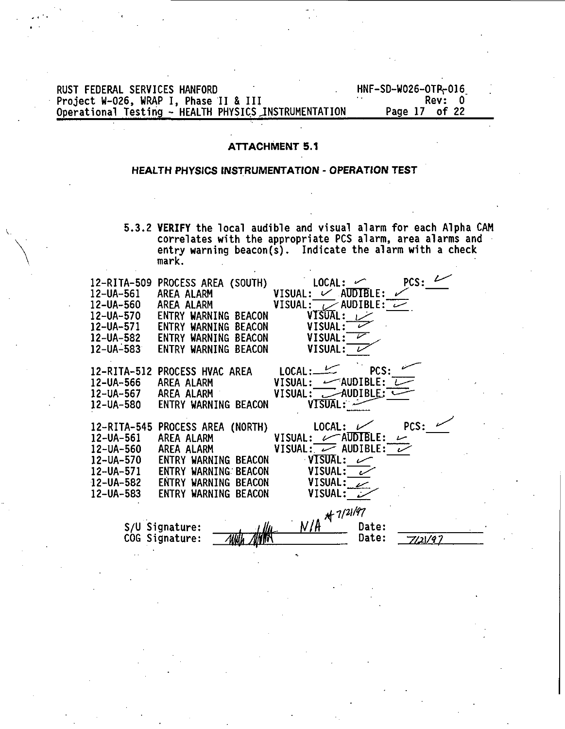## ATTACHMENT 5.1

### HEALTH PHYSICS INSTRUMENTATION - OPERATION TEST

5.3.2 **VERIFY** the local audible and visual alarm for each Alpha CAM correlates with the appropriate PCS alarm, area alarms and entry warning beacon(s). Indicate the alarm with a check mark.

| | | | |
|---|---|---|---|
| 12-RITA-509 | PROCESS AREA (SOUTH) | LOCAL: ✓ | PCS: ✓ |
| 12-UA-561 | AREA ALARM | VISUAL: ✓ | AUDIBLE: ✓ |
| 12-UA-560 | AREA ALARM | VISUAL: ✓ | AUDIBLE: ✓ |
| 12-UA-570 | ENTRY WARNING BEACON | VISUAL: ✓ | |
| 12-UA-571 | ENTRY WARNING BEACON | VISUAL: ✓ | |
| 12-UA-582 | ENTRY WARNING BEACON | VISUAL: ✓ | |
| 12-UA-583 | ENTRY WARNING BEACON | VISUAL: ✓ | |

| | | | |
|---|---|---|---|
| 12-RITA-512 | PROCESS HVAC AREA | LOCAL: ✓ | PCS: ✓ |
| 12-UA-566 | AREA ALARM | VISUAL: ✓ | AUDIBLE: ✓ |
| 12-UA-567 | AREA ALARM | VISUAL: ✓ | AUDIBLE: ✓ |
| 12-UA-580 | ENTRY WARNING BEACON | VISUAL: ✓ | |

| | | | |
|---|---|---|---|
| 12-RITA-545 | PROCESS AREA (NORTH) | LOCAL: ✓ | PCS: ✓ |
| 12-UA-561 | AREA ALARM | VISUAL: ✓ | AUDIBLE: ✓ |
| 12-UA-560 | AREA ALARM | VISUAL: ✓ | AUDIBLE: ✓ |
| 12-UA-570 | ENTRY WARNING BEACON | VISUAL: ✓ | |
| 12-UA-571 | ENTRY WARNING BEACON | VISUAL: ✓ | |
| 12-UA-582 | ENTRY WARNING BEACON | VISUAL: ✓ | |
| 12-UA-583 | ENTRY WARNING BEACON | VISUAL: ✓ | |

S/U Signature: ~~[signature]~~ N/A [initials] 7/21/97 Date: ____________

COG Signature: [signature] Date: 7/21/97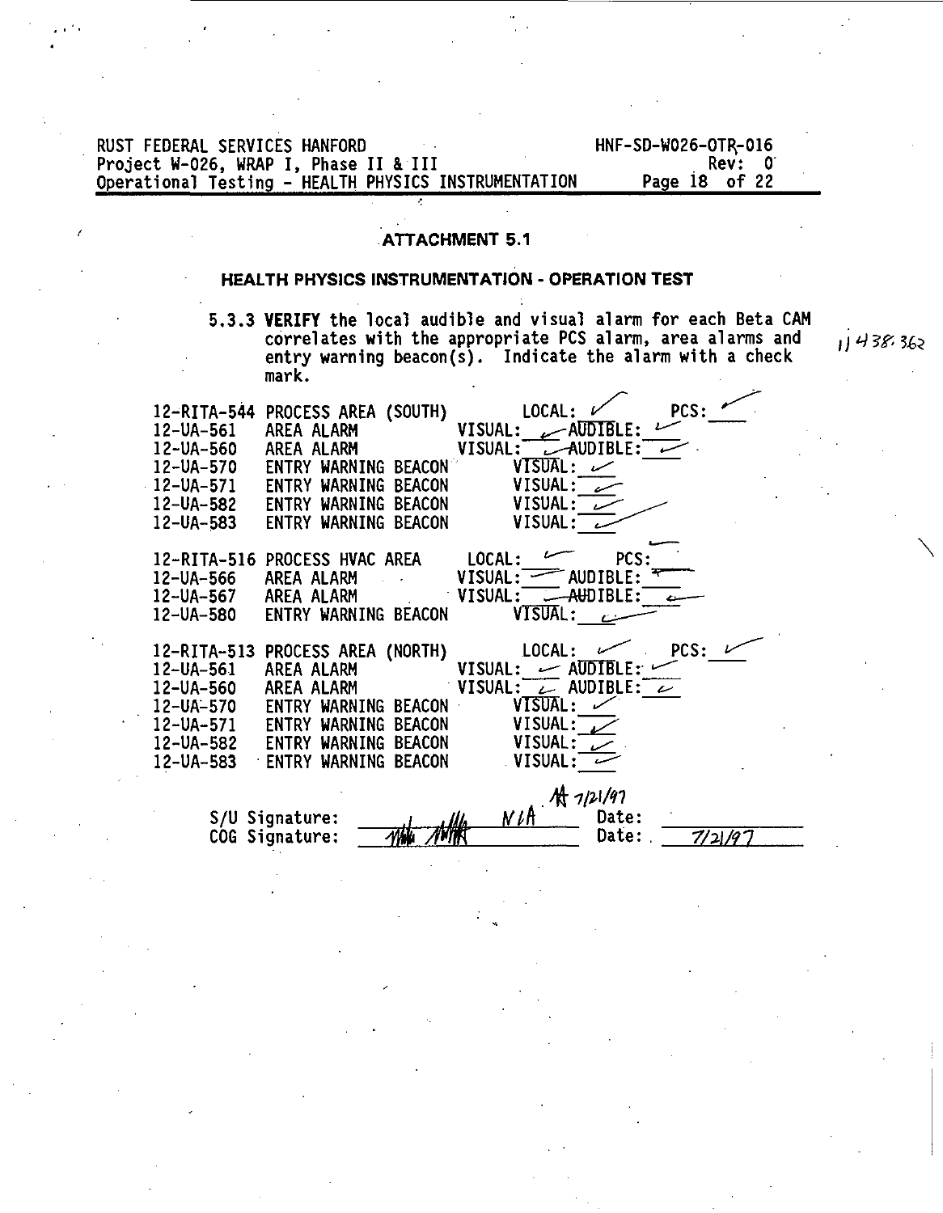## ATTACHMENT 5.1

## HEALTH PHYSICS INSTRUMENTATION - OPERATION TEST

5.3.3 **VERIFY** the local audible and visual alarm for each Beta CAM correlates with the appropriate PCS alarm, area alarms and entry warning beacon(s). Indicate the alarm with a check mark.

11438.362

| | | | |
|---|---|---|---|
| 12-RITA-544 | PROCESS AREA (SOUTH) | LOCAL: ✓ | PCS: ✓ |
| 12-UA-561 | AREA ALARM | VISUAL: ✓ | AUDIBLE: ✓ |
| 12-UA-560 | AREA ALARM | VISUAL: ✓ | AUDIBLE: ✓ |
| 12-UA-570 | ENTRY WARNING BEACON | VISUAL: ✓ | |
| 12-UA-571 | ENTRY WARNING BEACON | VISUAL: ✓ | |
| 12-UA-582 | ENTRY WARNING BEACON | VISUAL: ✓ | |
| 12-UA-583 | ENTRY WARNING BEACON | VISUAL: ✓ | |
| 12-RITA-516 | PROCESS HVAC AREA | LOCAL: ✓ | PCS: ✓ |
| 12-UA-566 | AREA ALARM | VISUAL: ✓ | AUDIBLE: ✓ |
| 12-UA-567 | AREA ALARM | VISUAL: ✓ | AUDIBLE: ✓ |
| 12-UA-580 | ENTRY WARNING BEACON | VISUAL: ✓ | |
| 12-RITA-513 | PROCESS AREA (NORTH) | LOCAL: ✓ | PCS: ✓ |
| 12-UA-561 | AREA ALARM | VISUAL: ✓ | AUDIBLE: ✓ |
| 12-UA-560 | AREA ALARM | VISUAL: ✓ | AUDIBLE: ✓ |
| 12-UA-570 | ENTRY WARNING BEACON | VISUAL: ✓ | |
| 12-UA-571 | ENTRY WARNING BEACON | VISUAL: ✓ | |
| 12-UA-582 | ENTRY WARNING BEACON | VISUAL: ✓ | |
| 12-UA-583 | ENTRY WARNING BEACON | VISUAL: ✓ | |

S/U Signature: N/A 7/21/97 Date: ____________

COG Signature: [signature] Date: 7/21/97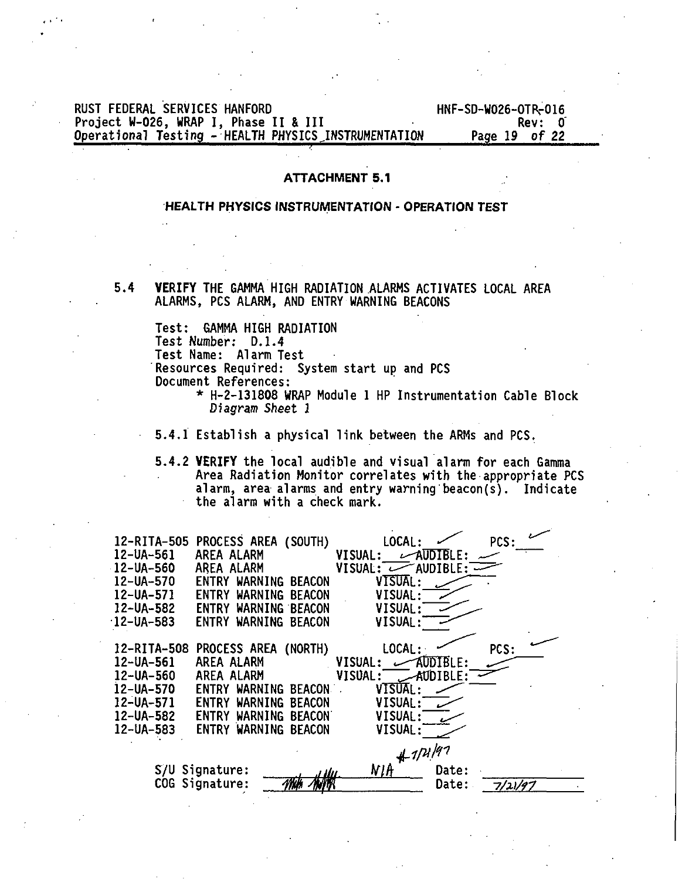## ATTACHMENT 5.1

## HEALTH PHYSICS INSTRUMENTATION - OPERATION TEST

5.4 **VERIFY** THE GAMMA HIGH RADIATION ALARMS ACTIVATES LOCAL AREA ALARMS, PCS ALARM, AND ENTRY WARNING BEACONS

Test: GAMMA HIGH RADIATION
Test Number: D.1.4
Test Name: Alarm Test
Resources Required: System start up and PCS
Document References:

* H-2-131808 WRAP Module 1 HP Instrumentation Cable Block *Diagram Sheet 1*

5.4.1 Establish a physical link between the ARMs and PCS.

5.4.2 **VERIFY** the local audible and visual alarm for each Gamma Area Radiation Monitor correlates with the appropriate PCS alarm, area alarms and entry warning beacon(s). Indicate the alarm with a check mark.

| | | | |
|---|---|---|---|
| 12-RITA-505 | PROCESS AREA (SOUTH) | LOCAL: ✓ | PCS: ✓ |
| 12-UA-561 | AREA ALARM | VISUAL: ✓ | AUDIBLE: ✓ |
| 12-UA-560 | AREA ALARM | VISUAL: ✓ | AUDIBLE: ✓ |
| 12-UA-570 | ENTRY WARNING BEACON | VISUAL: ✓ | |
| 12-UA-571 | ENTRY WARNING BEACON | VISUAL: ✓ | |
| 12-UA-582 | ENTRY WARNING BEACON | VISUAL: ✓ | |
| 12-UA-583 | ENTRY WARNING BEACON | VISUAL: ✓ | |
| 12-RITA-508 | PROCESS AREA (NORTH) | LOCAL: ✓ | PCS: ✓ |
| 12-UA-561 | AREA ALARM | VISUAL: ✓ | AUDIBLE: ✓ |
| 12-UA-560 | AREA ALARM | VISUAL: ✓ | AUDIBLE: ✓ |
| 12-UA-570 | ENTRY WARNING BEACON | VISUAL: ✓ | |
| 12-UA-571 | ENTRY WARNING BEACON | VISUAL: ✓ | |
| 12-UA-582 | ENTRY WARNING BEACON | VISUAL: ✓ | |
| 12-UA-583 | ENTRY WARNING BEACON | VISUAL: ✓ | |

S/U Signature: N/A ✓ 7/21/97 Date: ______

COG Signature: [signature] Date: 7/21/97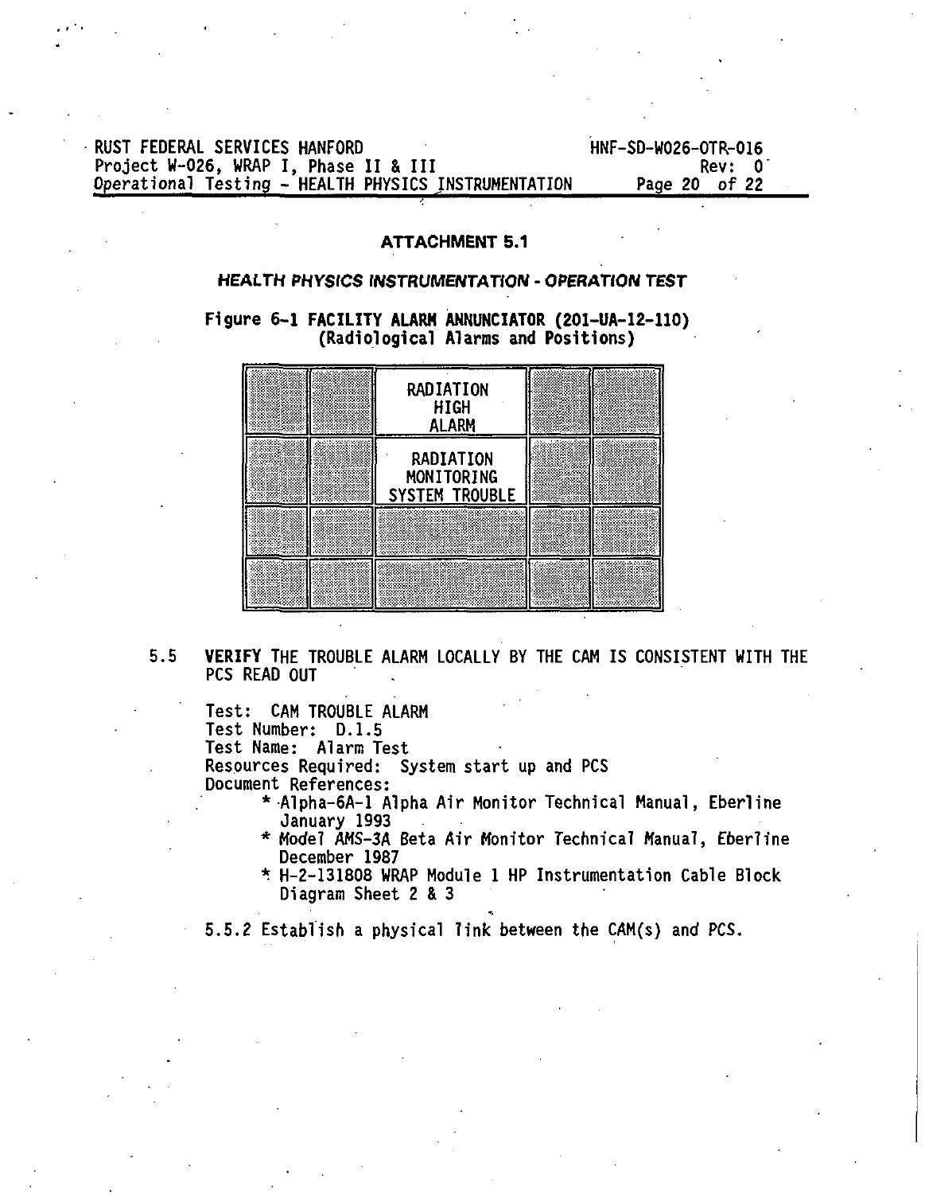### ATTACHMENT 5.1

#### *HEALTH PHYSICS INSTRUMENTATION - OPERATION TEST*

**Figure 6-1 FACILITY ALARM ANNUNCIATOR (201-UA-12-110)
(Radiological Alarms and Positions)**

| | | | | |
|---|---|---|---|---|
| | | RADIATION HIGH ALARM | | |
| | | RADIATION MONITORING SYSTEM TROUBLE | | |
| | | | | |
| | | | | |

5.5 **VERIFY** THE TROUBLE ALARM LOCALLY BY THE CAM IS CONSISTENT WITH THE PCS READ OUT

Test: CAM TROUBLE ALARM
Test Number: D.1.5
Test Name: Alarm Test
Resources Required: System start up and PCS
Document References:

- Alpha-6A-1 Alpha Air Monitor Technical Manual, Eberline January 1993
- Model AMS-3A Beta Air Monitor Technical Manual, Eberline December 1987
- H-2-131808 WRAP Module 1 HP Instrumentation Cable Block Diagram Sheet 2 & 3

5.5.2 Establish a physical link between the CAM(s) and PCS.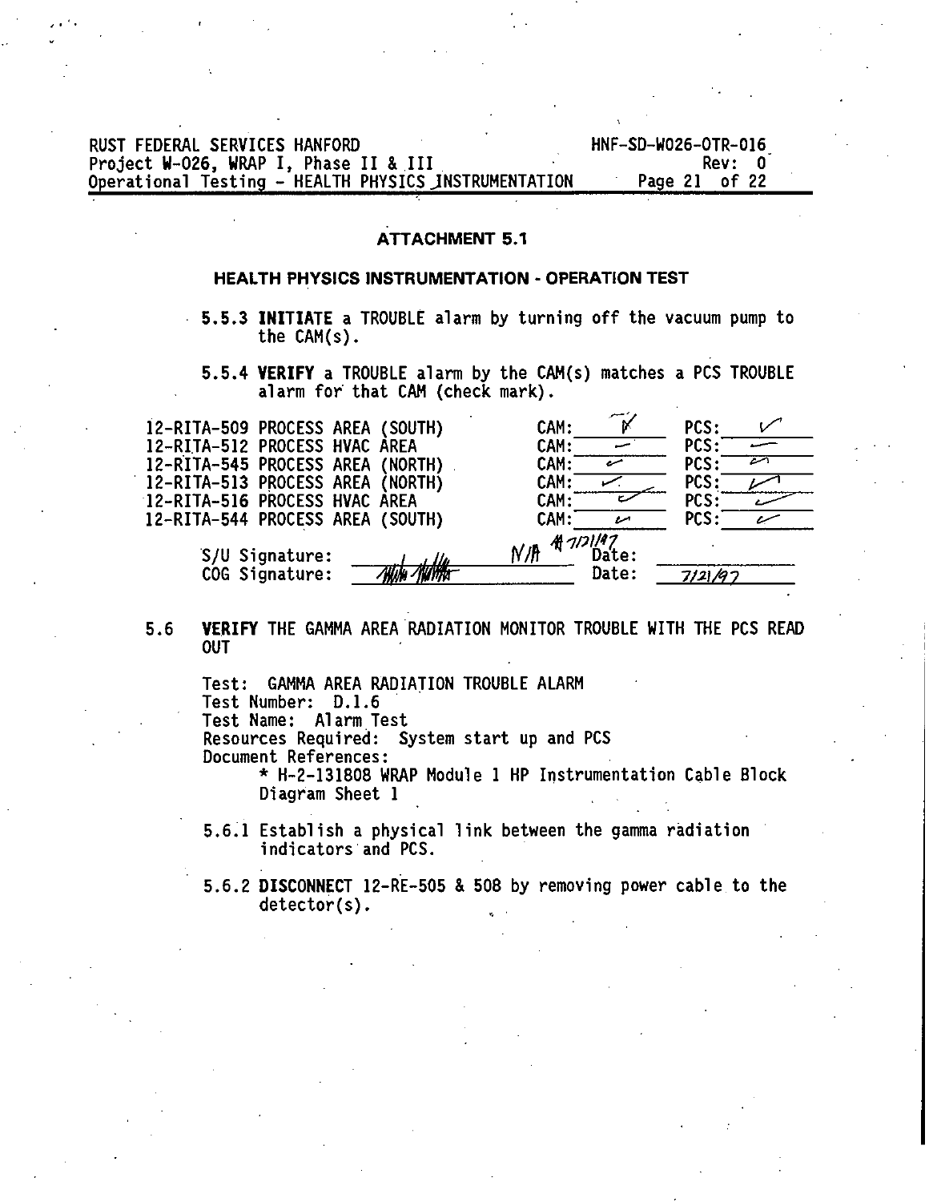## ATTACHMENT 5.1

### HEALTH PHYSICS INSTRUMENTATION - OPERATION TEST

5.5.3 **INITIATE** a TROUBLE alarm by turning off the vacuum pump to the CAM(s).

5.5.4 **VERIFY** a TROUBLE alarm by the CAM(s) matches a PCS TROUBLE alarm for that CAM (check mark).

| | | |
|---|---|---|
| 12-RITA-509 PROCESS AREA (SOUTH) | CAM: ✓ | PCS: ✓ |
| 12-RITA-512 PROCESS HVAC AREA | CAM: ✓ | PCS: ✓ |
| 12-RITA-545 PROCESS AREA (NORTH) | CAM: ✓ | PCS: ✓ |
| 12-RITA-513 PROCESS AREA (NORTH) | CAM: ✓ | PCS: ✓ |
| 12-RITA-516 PROCESS HVAC AREA | CAM: ✓ | PCS: ✓ |
| 12-RITA-544 PROCESS AREA (SOUTH) | CAM: ✓ | PCS: ✓ |

S/U Signature: N/A 7/21/97 Date: ____________

COG Signature: [signature] Date: 7/21/97

5.6 **VERIFY** THE GAMMA AREA RADIATION MONITOR TROUBLE WITH THE PCS READ OUT

Test: GAMMA AREA RADIATION TROUBLE ALARM
Test Number: D.1.6
Test Name: Alarm Test
Resources Required: System start up and PCS
Document References:
* H-2-131808 WRAP Module 1 HP Instrumentation Cable Block Diagram Sheet 1

5.6.1 Establish a physical link between the gamma radiation indicators and PCS.

5.6.2 **DISCONNECT** 12-RE-505 & 508 by removing power cable to the detector(s).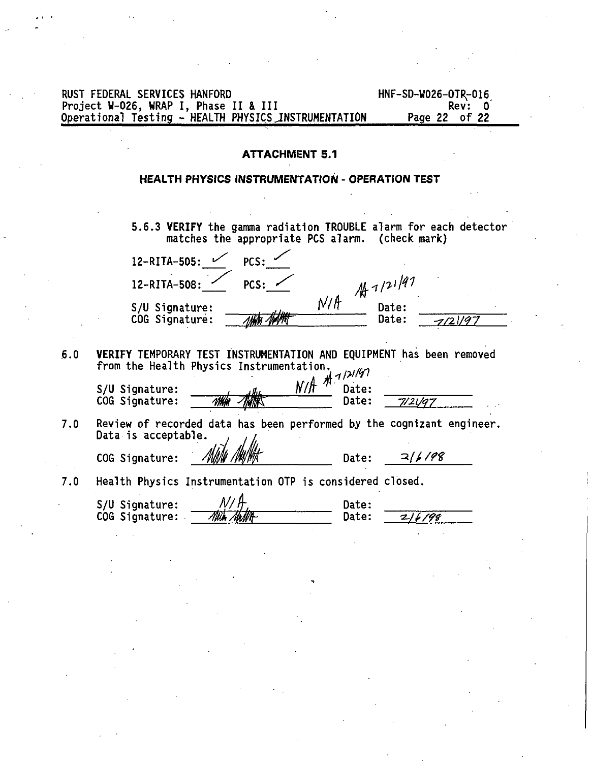## ATTACHMENT 5.1

### HEALTH PHYSICS INSTRUMENTATION - OPERATION TEST

5.6.3 **VERIFY** the gamma radiation TROUBLE alarm for each detector matches the appropriate PCS alarm. (check mark)

12-RITA-505: ✓ PCS: ✓

12-RITA-508: ✓ PCS: ✓

N/A 7/21/97

S/U Signature: N/A Date: ______

COG Signature: [signature] Date: 7/21/97

6.0 **VERIFY** TEMPORARY TEST INSTRUMENTATION AND EQUIPMENT has been removed from the Health Physics Instrumentation.

N/A 7/21/97

S/U Signature: N/A Date: ______

COG Signature: [signature] Date: 7/21/97

7.0 Review of recorded data has been performed by the cognizant engineer. Data is acceptable.

COG Signature: [signature] Date: 2/6/98

7.0 Health Physics Instrumentation OTP is considered closed.

S/U Signature: N/A Date: ______

COG Signature: [signature] Date: 2/6/98